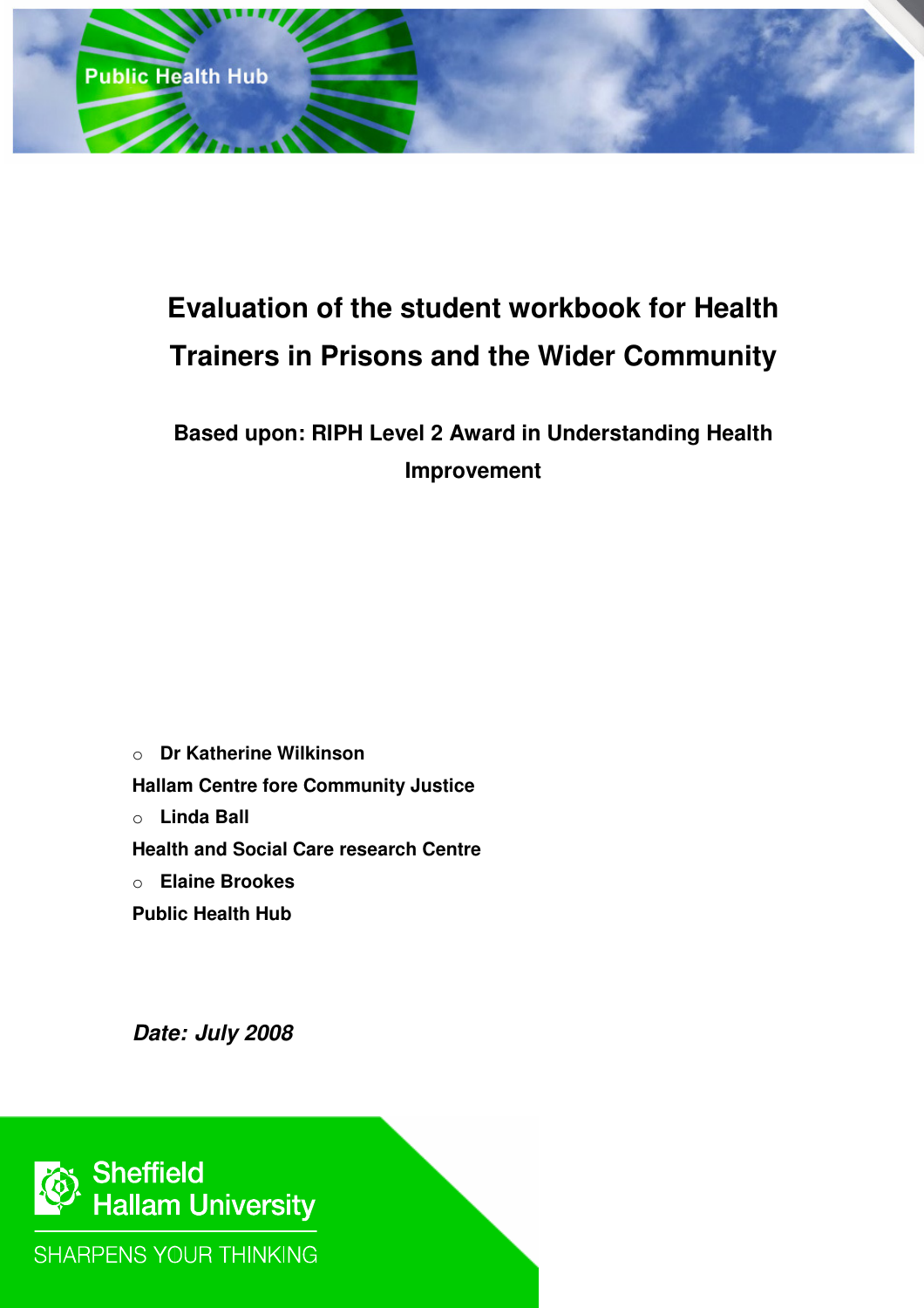Public Health Hub

# Evaluation of the student workbook for Health Trainers in Prisons and the Wider Community

## Based upon: RIPH Level 2 Award in Understanding Health Improvement

- **Dr Katherine Wilkinson**

**Hallam Centre fore Community Justice**

- **Linda Ball**

**Health and Social Care research Centre**

- **Elaine Brookes**

**Public Health Hub**

***Date: July 2008***

Sheffield Hallam University

SHARPENS YOUR THINKING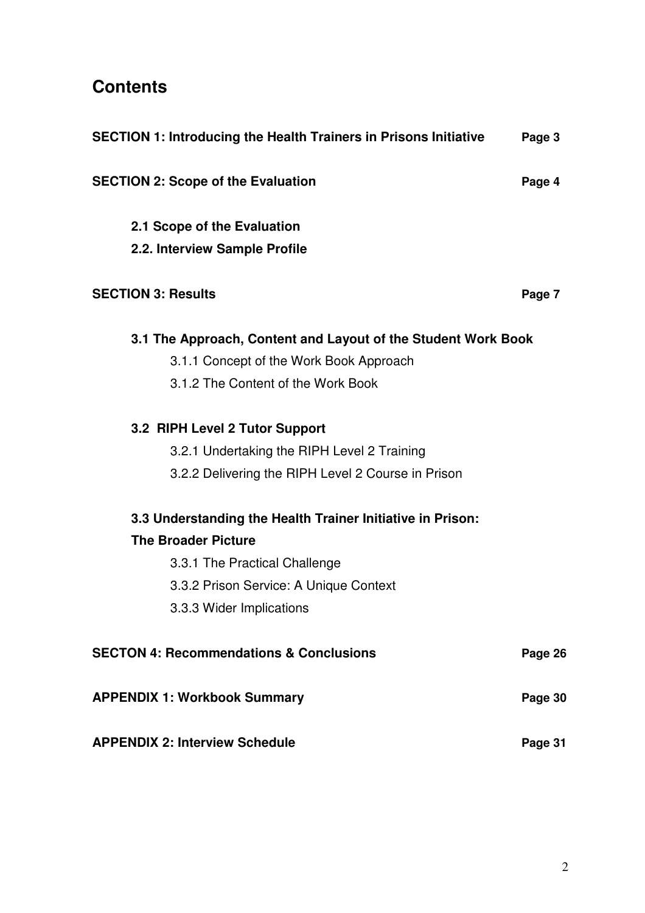# Contents

**SECTION 1: Introducing the Health Trainers in Prisons Initiative** **Page 3**

**SECTION 2: Scope of the Evaluation** **Page 4**

- **2.1 Scope of the Evaluation**
- **2.2. Interview Sample Profile**

**SECTION 3: Results** **Page 7**

- **3.1 The Approach, Content and Layout of the Student Work Book**
  - 3.1.1 Concept of the Work Book Approach
  - 3.1.2 The Content of the Work Book
- **3.2 RIPH Level 2 Tutor Support**
  - 3.2.1 Undertaking the RIPH Level 2 Training
  - 3.2.2 Delivering the RIPH Level 2 Course in Prison
- **3.3 Understanding the Health Trainer Initiative in Prison: The Broader Picture**
  - 3.3.1 The Practical Challenge
  - 3.3.2 Prison Service: A Unique Context
  - 3.3.3 Wider Implications

**SECTON 4: Recommendations & Conclusions** **Page 26**

**APPENDIX 1: Workbook Summary** **Page 30**

**APPENDIX 2: Interview Schedule** **Page 31**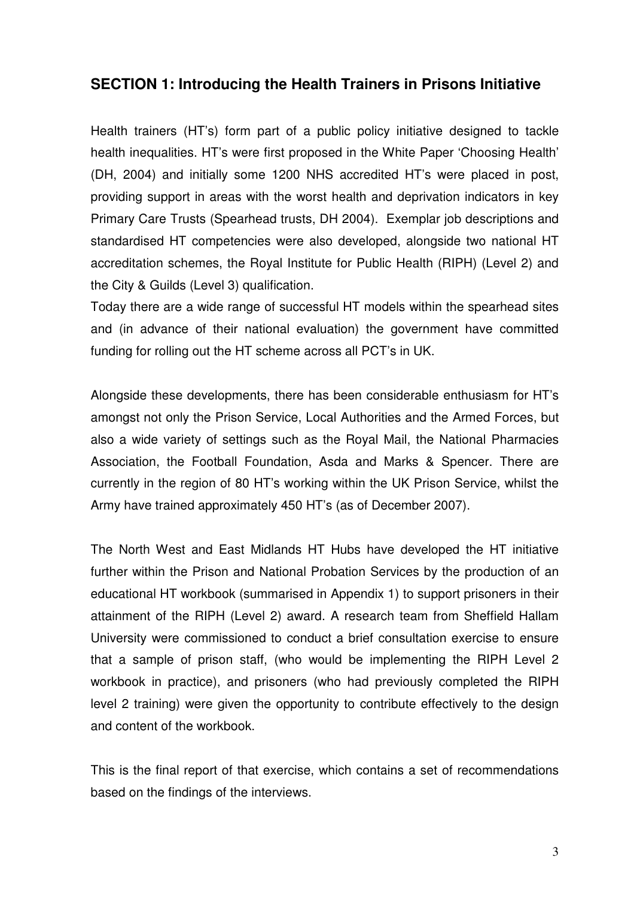## SECTION 1: Introducing the Health Trainers in Prisons Initiative

Health trainers (HT's) form part of a public policy initiative designed to tackle health inequalities. HT's were first proposed in the White Paper 'Choosing Health' (DH, 2004) and initially some 1200 NHS accredited HT's were placed in post, providing support in areas with the worst health and deprivation indicators in key Primary Care Trusts (Spearhead trusts, DH 2004). Exemplar job descriptions and standardised HT competencies were also developed, alongside two national HT accreditation schemes, the Royal Institute for Public Health (RIPH) (Level 2) and the City & Guilds (Level 3) qualification.
Today there are a wide range of successful HT models within the spearhead sites and (in advance of their national evaluation) the government have committed funding for rolling out the HT scheme across all PCT's in UK.

Alongside these developments, there has been considerable enthusiasm for HT's amongst not only the Prison Service, Local Authorities and the Armed Forces, but also a wide variety of settings such as the Royal Mail, the National Pharmacies Association, the Football Foundation, Asda and Marks & Spencer. There are currently in the region of 80 HT's working within the UK Prison Service, whilst the Army have trained approximately 450 HT's (as of December 2007).

The North West and East Midlands HT Hubs have developed the HT initiative further within the Prison and National Probation Services by the production of an educational HT workbook (summarised in Appendix 1) to support prisoners in their attainment of the RIPH (Level 2) award. A research team from Sheffield Hallam University were commissioned to conduct a brief consultation exercise to ensure that a sample of prison staff, (who would be implementing the RIPH Level 2 workbook in practice), and prisoners (who had previously completed the RIPH level 2 training) were given the opportunity to contribute effectively to the design and content of the workbook.

This is the final report of that exercise, which contains a set of recommendations based on the findings of the interviews.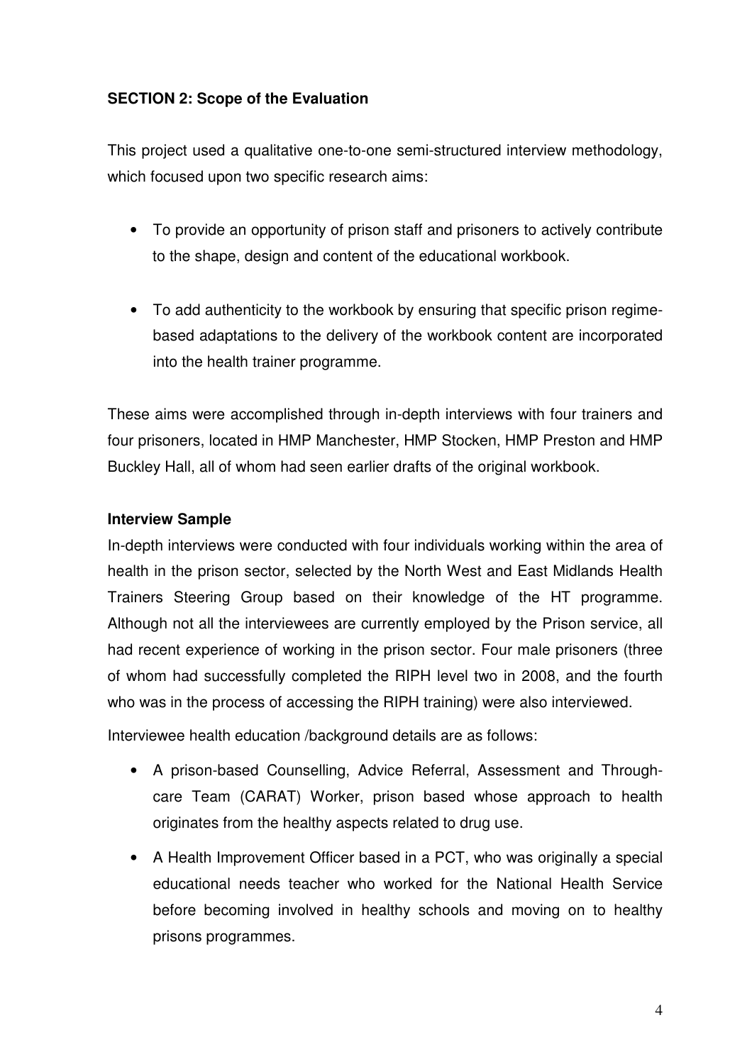## SECTION 2: Scope of the Evaluation

This project used a qualitative one-to-one semi-structured interview methodology, which focused upon two specific research aims:

- To provide an opportunity of prison staff and prisoners to actively contribute to the shape, design and content of the educational workbook.
- To add authenticity to the workbook by ensuring that specific prison regime-based adaptations to the delivery of the workbook content are incorporated into the health trainer programme.

These aims were accomplished through in-depth interviews with four trainers and four prisoners, located in HMP Manchester, HMP Stocken, HMP Preston and HMP Buckley Hall, all of whom had seen earlier drafts of the original workbook.

### Interview Sample

In-depth interviews were conducted with four individuals working within the area of health in the prison sector, selected by the North West and East Midlands Health Trainers Steering Group based on their knowledge of the HT programme. Although not all the interviewees are currently employed by the Prison service, all had recent experience of working in the prison sector. Four male prisoners (three of whom had successfully completed the RIPH level two in 2008, and the fourth who was in the process of accessing the RIPH training) were also interviewed.

Interviewee health education /background details are as follows:

- A prison-based Counselling, Advice Referral, Assessment and Through-care Team (CARAT) Worker, prison based whose approach to health originates from the healthy aspects related to drug use.
- A Health Improvement Officer based in a PCT, who was originally a special educational needs teacher who worked for the National Health Service before becoming involved in healthy schools and moving on to healthy prisons programmes.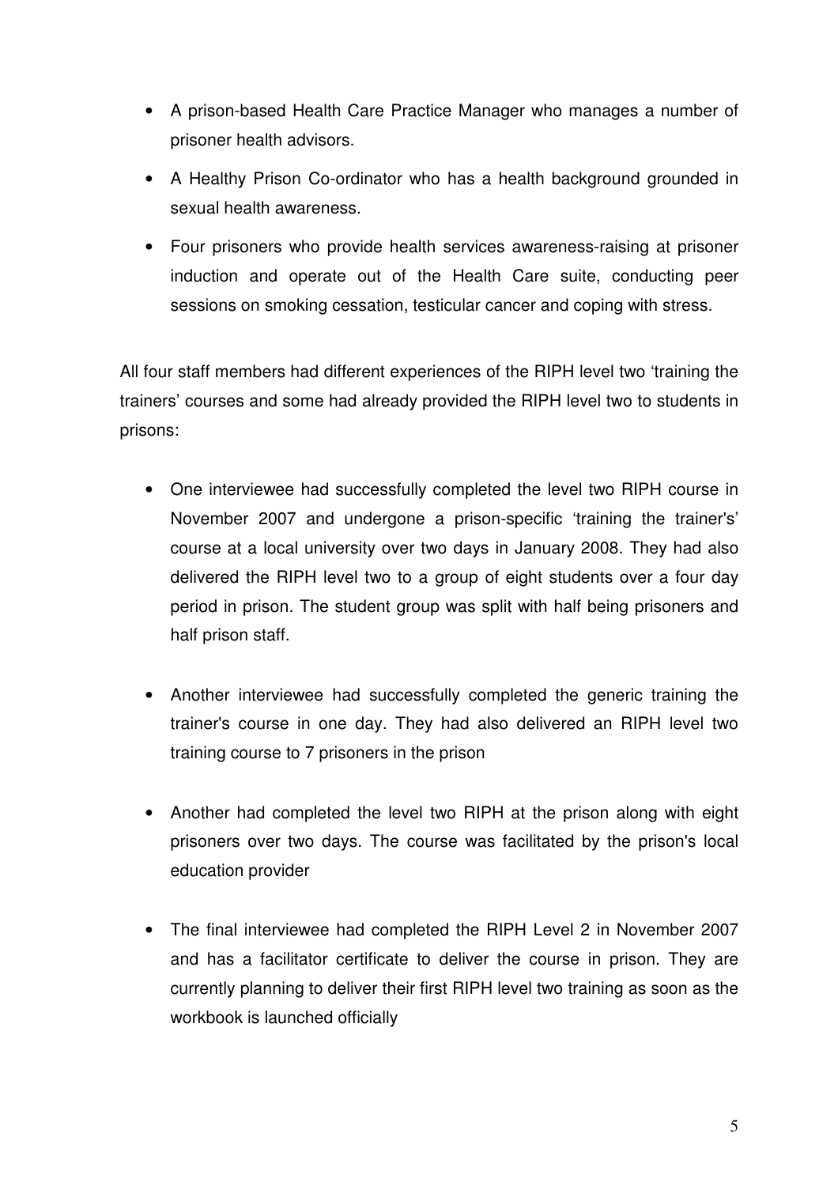- A prison-based Health Care Practice Manager who manages a number of prisoner health advisors.
- A Healthy Prison Co-ordinator who has a health background grounded in sexual health awareness.
- Four prisoners who provide health services awareness-raising at prisoner induction and operate out of the Health Care suite, conducting peer sessions on smoking cessation, testicular cancer and coping with stress.

All four staff members had different experiences of the RIPH level two 'training the trainers' courses and some had already provided the RIPH level two to students in prisons:

- One interviewee had successfully completed the level two RIPH course in November 2007 and undergone a prison-specific 'training the trainer's' course at a local university over two days in January 2008. They had also delivered the RIPH level two to a group of eight students over a four day period in prison. The student group was split with half being prisoners and half prison staff.

- Another interviewee had successfully completed the generic training the trainer's course in one day. They had also delivered an RIPH level two training course to 7 prisoners in the prison

- Another had completed the level two RIPH at the prison along with eight prisoners over two days. The course was facilitated by the prison's local education provider

- The final interviewee had completed the RIPH Level 2 in November 2007 and has a facilitator certificate to deliver the course in prison. They are currently planning to deliver their first RIPH level two training as soon as the workbook is launched officially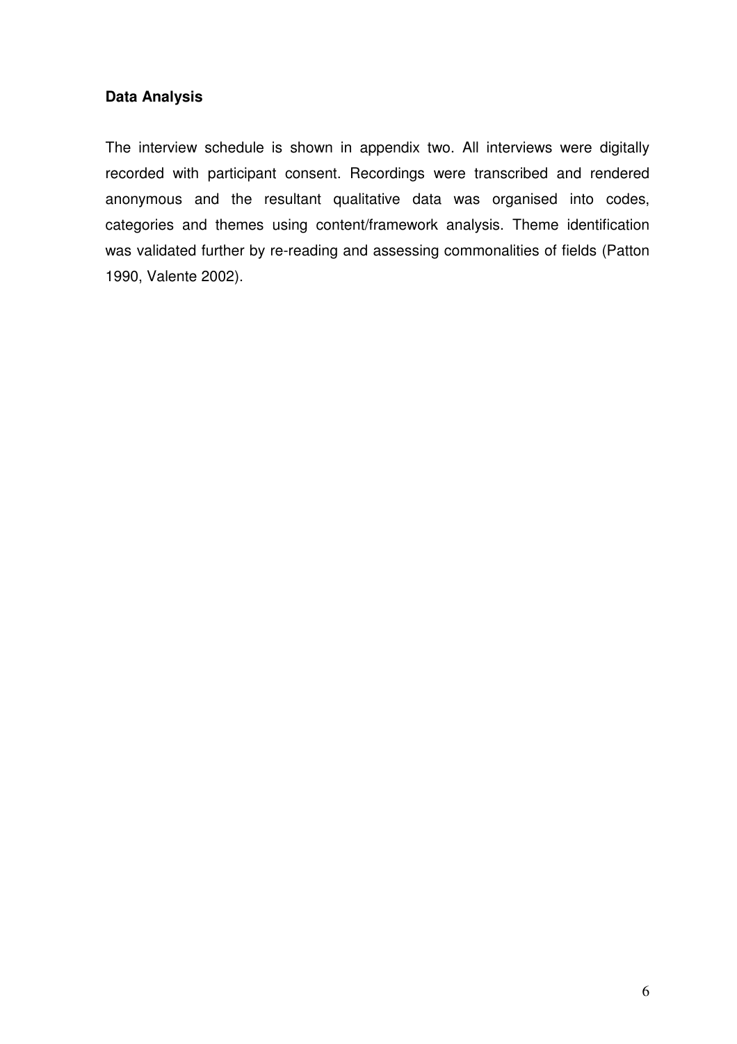**Data Analysis**

The interview schedule is shown in appendix two. All interviews were digitally recorded with participant consent. Recordings were transcribed and rendered anonymous and the resultant qualitative data was organised into codes, categories and themes using content/framework analysis. Theme identification was validated further by re-reading and assessing commonalities of fields (Patton 1990, Valente 2002).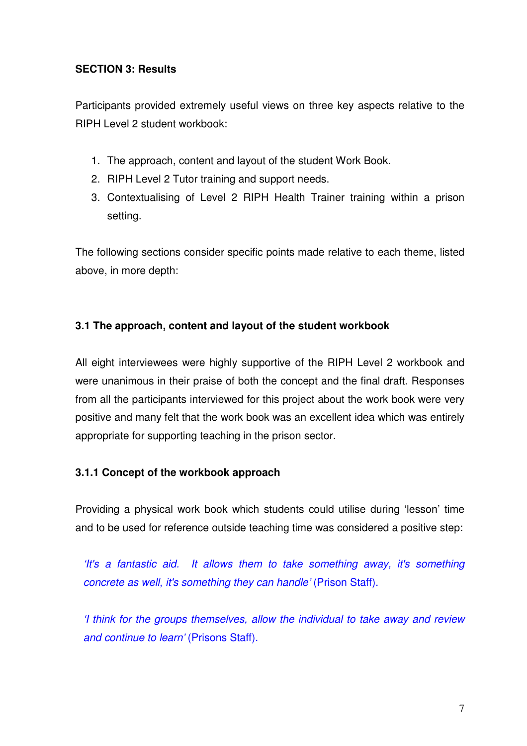## SECTION 3: Results

Participants provided extremely useful views on three key aspects relative to the RIPH Level 2 student workbook:

1. The approach, content and layout of the student Work Book.
2. RIPH Level 2 Tutor training and support needs.
3. Contextualising of Level 2 RIPH Health Trainer training within a prison setting.

The following sections consider specific points made relative to each theme, listed above, in more depth:

### 3.1 The approach, content and layout of the student workbook

All eight interviewees were highly supportive of the RIPH Level 2 workbook and were unanimous in their praise of both the concept and the final draft. Responses from all the participants interviewed for this project about the work book were very positive and many felt that the work book was an excellent idea which was entirely appropriate for supporting teaching in the prison sector.

#### 3.1.1 Concept of the workbook approach

Providing a physical work book which students could utilise during 'lesson' time and to be used for reference outside teaching time was considered a positive step:

> *'It's a fantastic aid. It allows them to take something away, it's something concrete as well, it's something they can handle'* (Prison Staff).

> *'I think for the groups themselves, allow the individual to take away and review and continue to learn'* (Prisons Staff).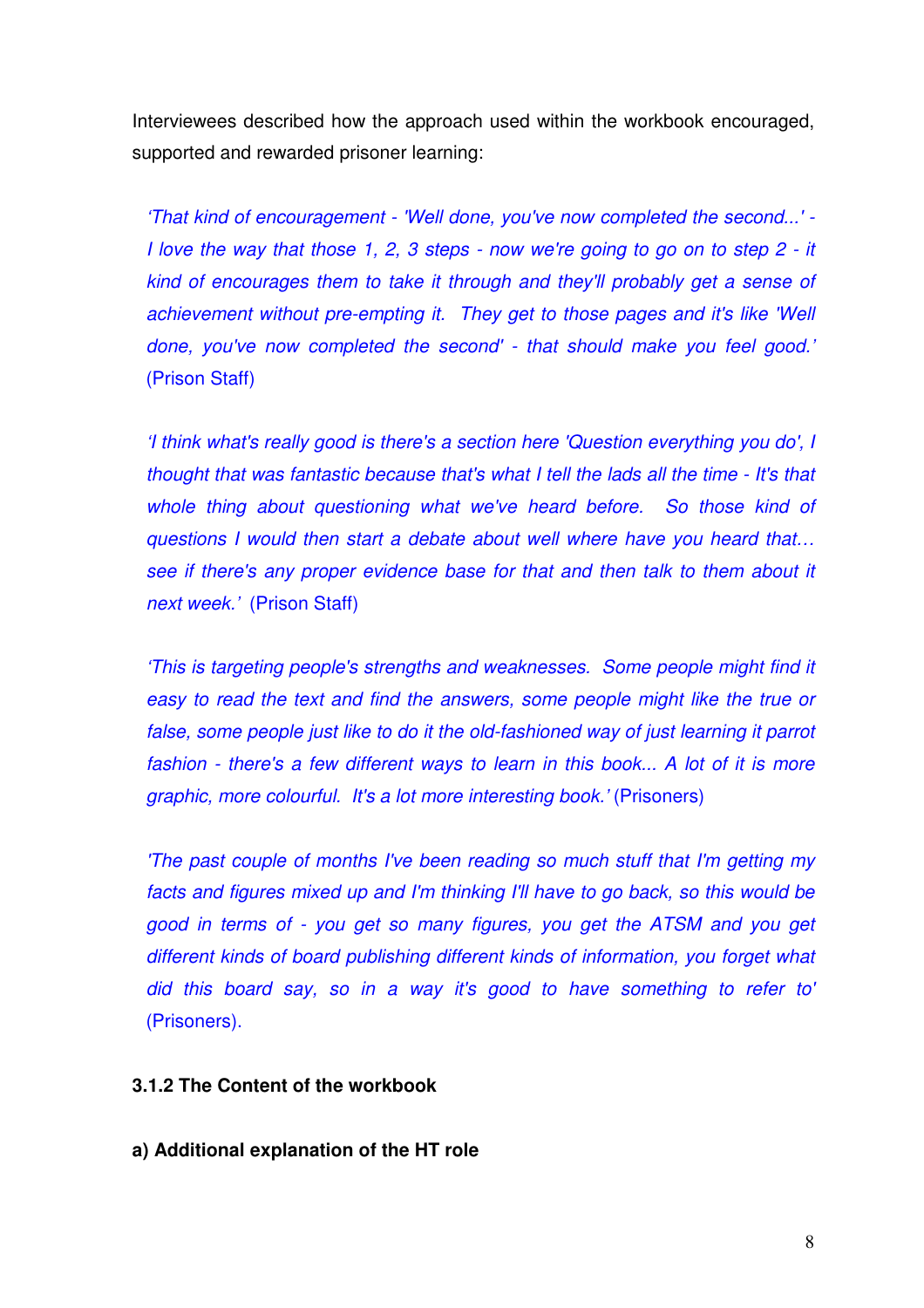Interviewees described how the approach used within the workbook encouraged, supported and rewarded prisoner learning:

> *'That kind of encouragement - 'Well done, you've now completed the second...' - I love the way that those 1, 2, 3 steps - now we're going to go on to step 2 - it kind of encourages them to take it through and they'll probably get a sense of achievement without pre-empting it. They get to those pages and it's like 'Well done, you've now completed the second' - that should make you feel good.'* (Prison Staff)

> *'I think what's really good is there's a section here 'Question everything you do', I thought that was fantastic because that's what I tell the lads all the time - It's that whole thing about questioning what we've heard before. So those kind of questions I would then start a debate about well where have you heard that… see if there's any proper evidence base for that and then talk to them about it next week.'* (Prison Staff)

> *'This is targeting people's strengths and weaknesses. Some people might find it easy to read the text and find the answers, some people might like the true or false, some people just like to do it the old-fashioned way of just learning it parrot fashion - there's a few different ways to learn in this book... A lot of it is more graphic, more colourful. It's a lot more interesting book.'* (Prisoners)

> *'The past couple of months I've been reading so much stuff that I'm getting my facts and figures mixed up and I'm thinking I'll have to go back, so this would be good in terms of - you get so many figures, you get the ATSM and you get different kinds of board publishing different kinds of information, you forget what did this board say, so in a way it's good to have something to refer to'* (Prisoners).

### 3.1.2 The Content of the workbook

#### a) Additional explanation of the HT role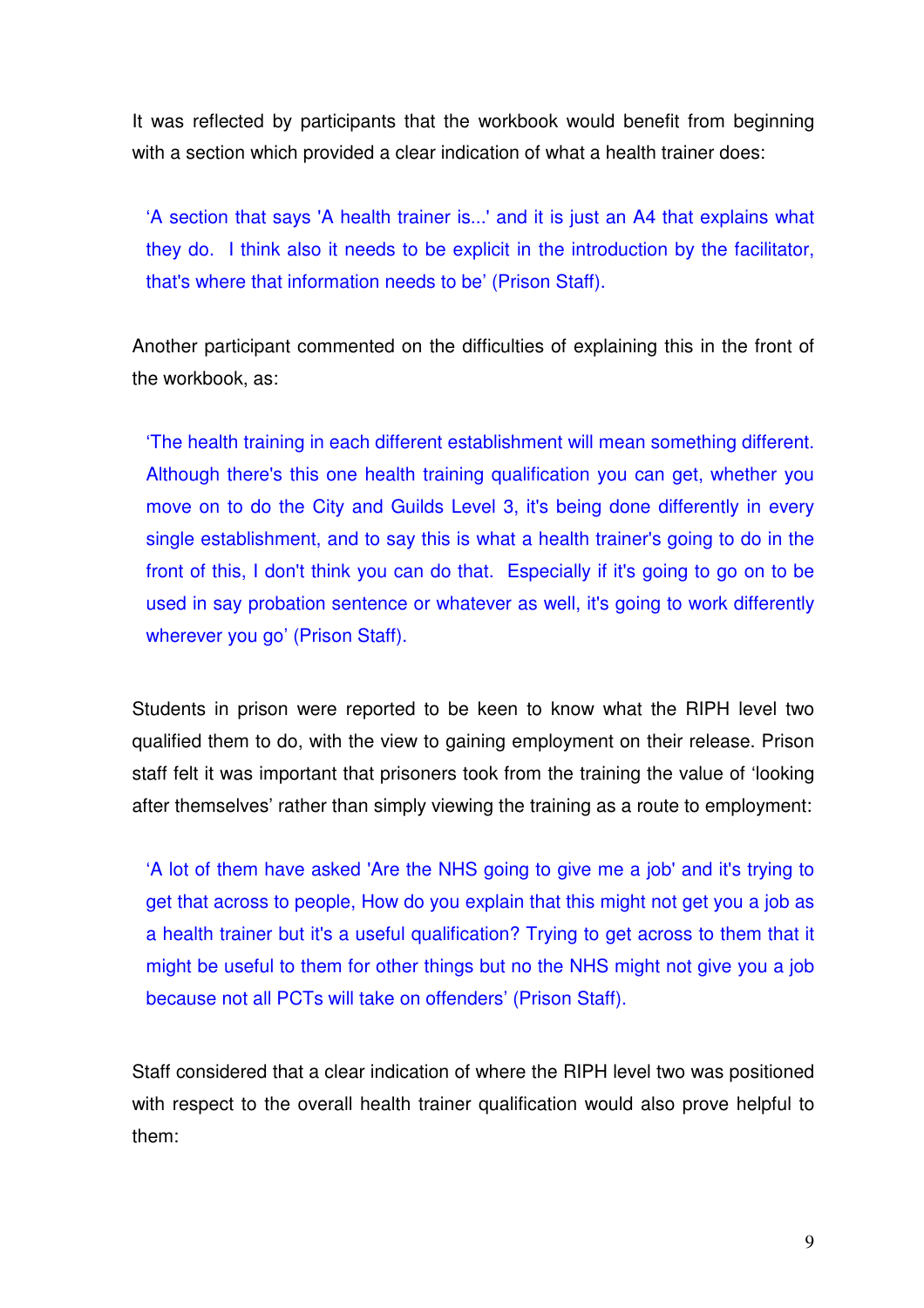It was reflected by participants that the workbook would benefit from beginning with a section which provided a clear indication of what a health trainer does:

> 'A section that says 'A health trainer is...' and it is just an A4 that explains what they do. I think also it needs to be explicit in the introduction by the facilitator, that's where that information needs to be' (Prison Staff).

Another participant commented on the difficulties of explaining this in the front of the workbook, as:

> 'The health training in each different establishment will mean something different. Although there's this one health training qualification you can get, whether you move on to do the City and Guilds Level 3, it's being done differently in every single establishment, and to say this is what a health trainer's going to do in the front of this, I don't think you can do that. Especially if it's going to go on to be used in say probation sentence or whatever as well, it's going to work differently wherever you go' (Prison Staff).

Students in prison were reported to be keen to know what the RIPH level two qualified them to do, with the view to gaining employment on their release. Prison staff felt it was important that prisoners took from the training the value of 'looking after themselves' rather than simply viewing the training as a route to employment:

> 'A lot of them have asked 'Are the NHS going to give me a job' and it's trying to get that across to people, How do you explain that this might not get you a job as a health trainer but it's a useful qualification? Trying to get across to them that it might be useful to them for other things but no the NHS might not give you a job because not all PCTs will take on offenders' (Prison Staff).

Staff considered that a clear indication of where the RIPH level two was positioned with respect to the overall health trainer qualification would also prove helpful to them: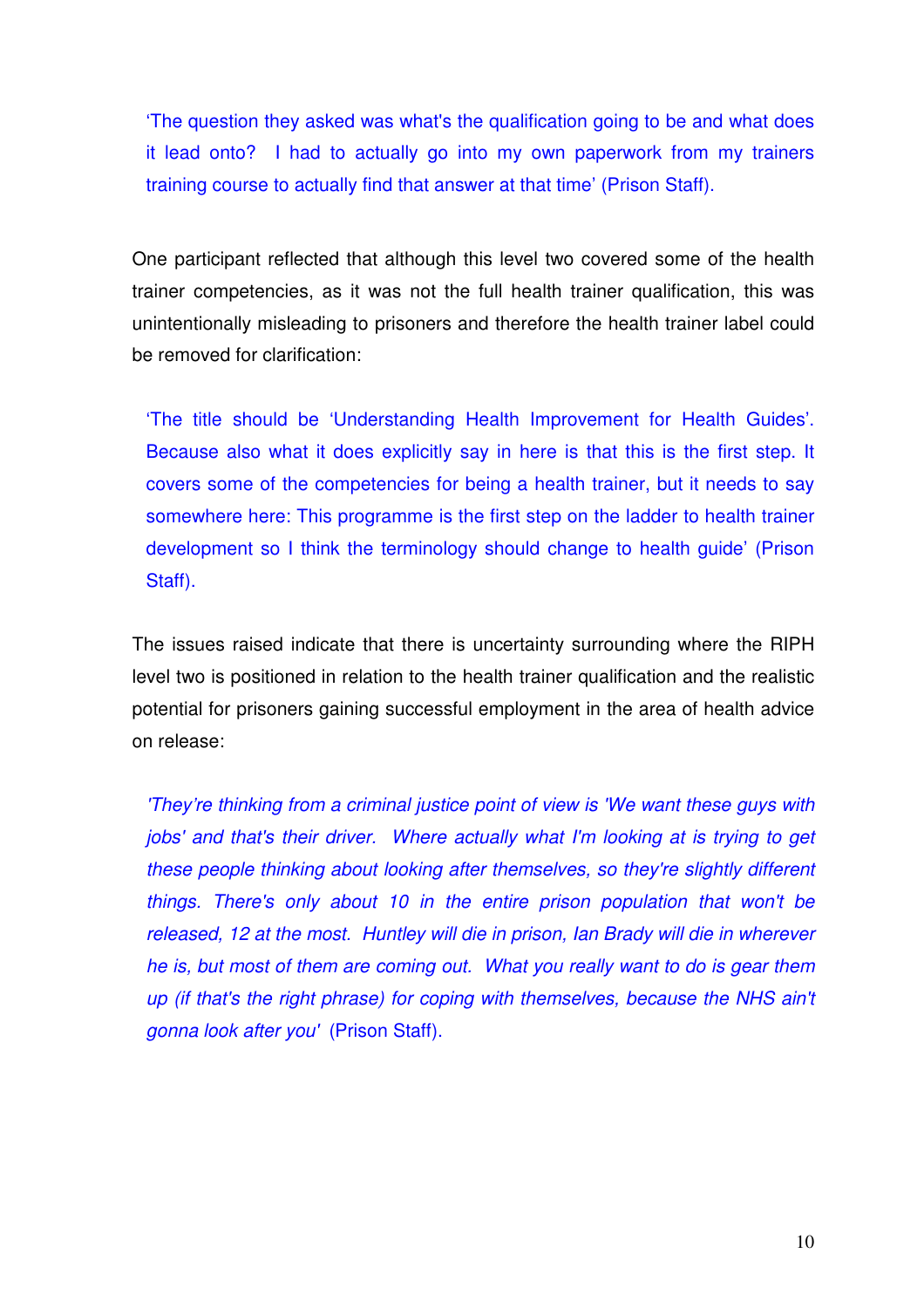> 'The question they asked was what's the qualification going to be and what does it lead onto? I had to actually go into my own paperwork from my trainers training course to actually find that answer at that time' (Prison Staff).

One participant reflected that although this level two covered some of the health trainer competencies, as it was not the full health trainer qualification, this was unintentionally misleading to prisoners and therefore the health trainer label could be removed for clarification:

> 'The title should be 'Understanding Health Improvement for Health Guides'. Because also what it does explicitly say in here is that this is the first step. It covers some of the competencies for being a health trainer, but it needs to say somewhere here: This programme is the first step on the ladder to health trainer development so I think the terminology should change to health guide' (Prison Staff).

The issues raised indicate that there is uncertainty surrounding where the RIPH level two is positioned in relation to the health trainer qualification and the realistic potential for prisoners gaining successful employment in the area of health advice on release:

> *'They're thinking from a criminal justice point of view is 'We want these guys with jobs' and that's their driver. Where actually what I'm looking at is trying to get these people thinking about looking after themselves, so they're slightly different things. There's only about 10 in the entire prison population that won't be released, 12 at the most. Huntley will die in prison, Ian Brady will die in wherever he is, but most of them are coming out. What you really want to do is gear them up (if that's the right phrase) for coping with themselves, because the NHS ain't gonna look after you'* (Prison Staff).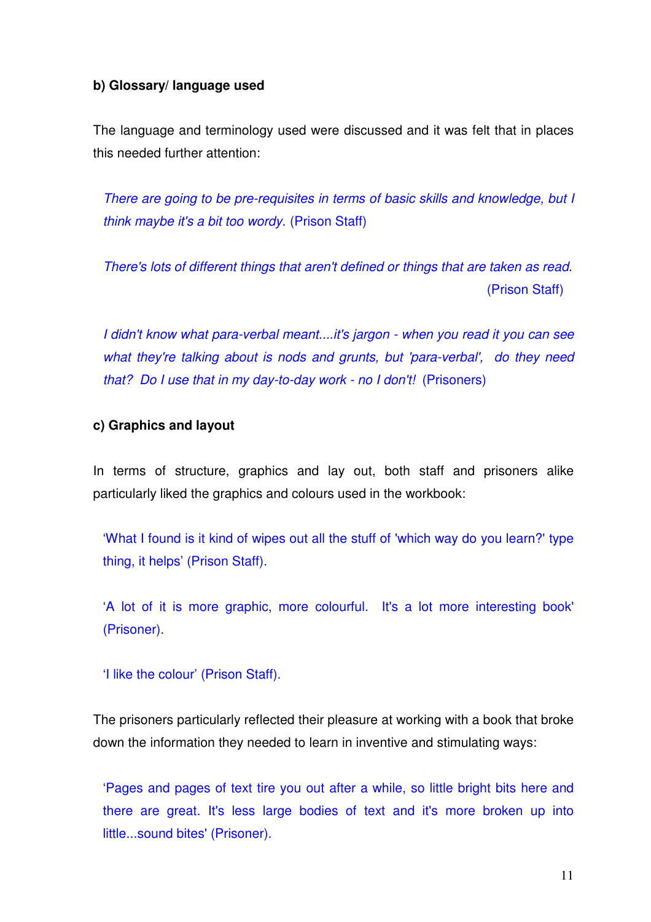**b) Glossary/ language used**

The language and terminology used were discussed and it was felt that in places this needed further attention:

> *There are going to be pre-requisites in terms of basic skills and knowledge, but I think maybe it's a bit too wordy.* (Prison Staff)

> *There's lots of different things that aren't defined or things that are taken as read.* (Prison Staff)

> *I didn't know what para-verbal meant....it's jargon - when you read it you can see what they're talking about is nods and grunts, but 'para-verbal', do they need that? Do I use that in my day-to-day work - no I don't!* (Prisoners)

**c) Graphics and layout**

In terms of structure, graphics and lay out, both staff and prisoners alike particularly liked the graphics and colours used in the workbook:

> 'What I found is it kind of wipes out all the stuff of 'which way do you learn?' type thing, it helps' (Prison Staff).

> 'A lot of it is more graphic, more colourful. It's a lot more interesting book' (Prisoner).

> 'I like the colour' (Prison Staff).

The prisoners particularly reflected their pleasure at working with a book that broke down the information they needed to learn in inventive and stimulating ways:

> 'Pages and pages of text tire you out after a while, so little bright bits here and there are great. It's less large bodies of text and it's more broken up into little...sound bites' (Prisoner).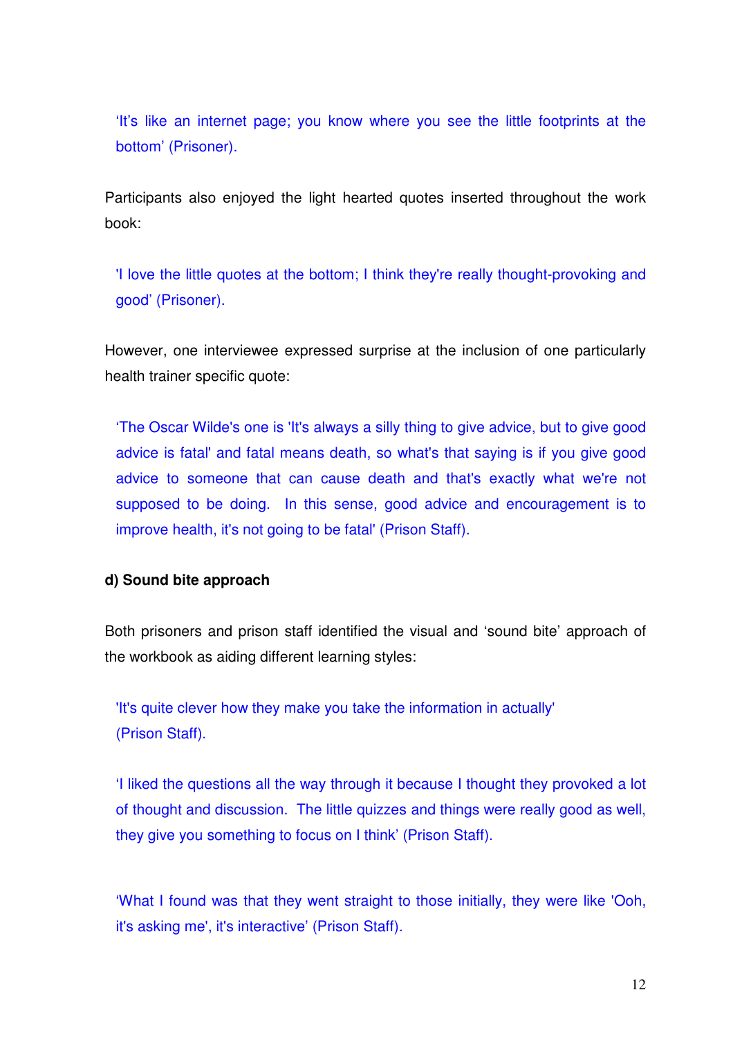> 'It's like an internet page; you know where you see the little footprints at the bottom' (Prisoner).

Participants also enjoyed the light hearted quotes inserted throughout the work book:

> 'I love the little quotes at the bottom; I think they're really thought-provoking and good' (Prisoner).

However, one interviewee expressed surprise at the inclusion of one particularly health trainer specific quote:

> 'The Oscar Wilde's one is 'It's always a silly thing to give advice, but to give good advice is fatal' and fatal means death, so what's that saying is if you give good advice to someone that can cause death and that's exactly what we're not supposed to be doing. In this sense, good advice and encouragement is to improve health, it's not going to be fatal' (Prison Staff).

**d) Sound bite approach**

Both prisoners and prison staff identified the visual and 'sound bite' approach of the workbook as aiding different learning styles:

> 'It's quite clever how they make you take the information in actually' (Prison Staff).

> 'I liked the questions all the way through it because I thought they provoked a lot of thought and discussion. The little quizzes and things were really good as well, they give you something to focus on I think' (Prison Staff).

> 'What I found was that they went straight to those initially, they were like 'Ooh, it's asking me', it's interactive' (Prison Staff).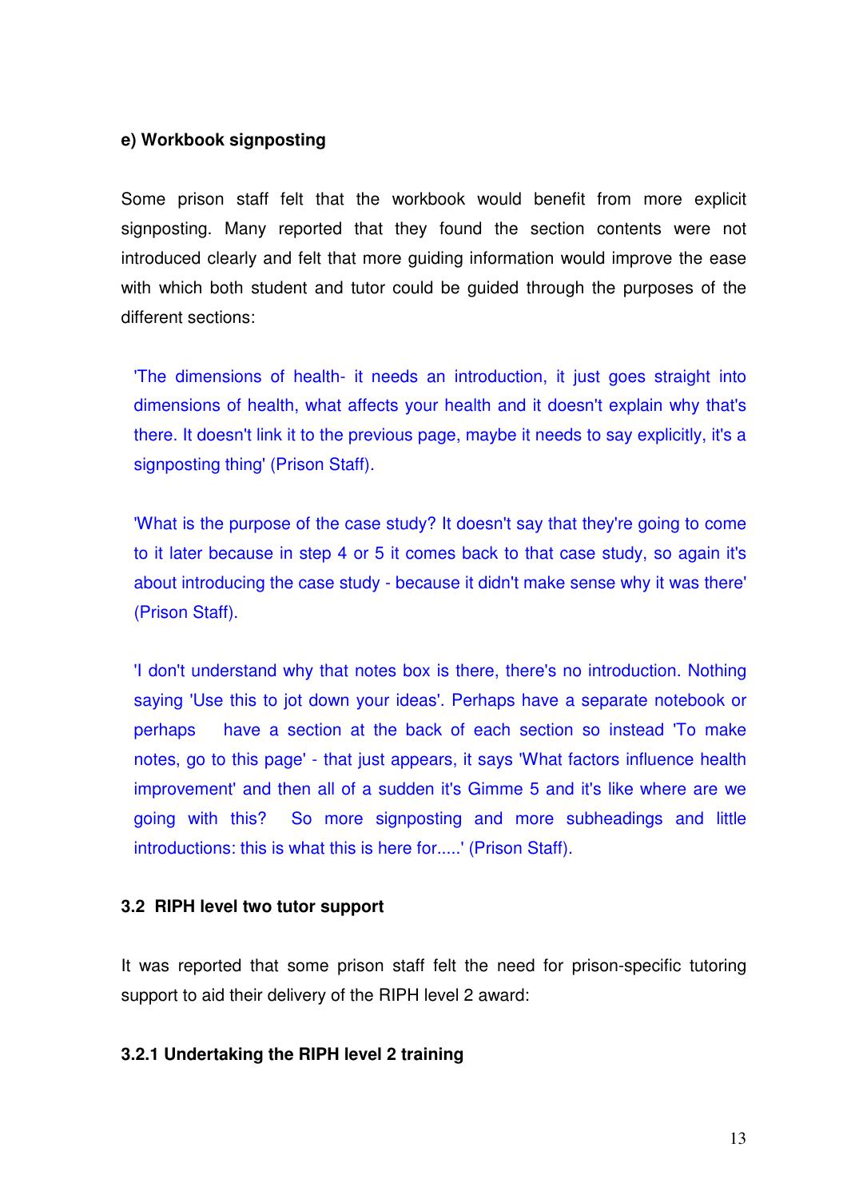**e) Workbook signposting**

Some prison staff felt that the workbook would benefit from more explicit signposting. Many reported that they found the section contents were not introduced clearly and felt that more guiding information would improve the ease with which both student and tutor could be guided through the purposes of the different sections:

> 'The dimensions of health- it needs an introduction, it just goes straight into dimensions of health, what affects your health and it doesn't explain why that's there. It doesn't link it to the previous page, maybe it needs to say explicitly, it's a signposting thing' (Prison Staff).

> 'What is the purpose of the case study? It doesn't say that they're going to come to it later because in step 4 or 5 it comes back to that case study, so again it's about introducing the case study - because it didn't make sense why it was there' (Prison Staff).

> 'I don't understand why that notes box is there, there's no introduction. Nothing saying 'Use this to jot down your ideas'. Perhaps have a separate notebook or perhaps have a section at the back of each section so instead 'To make notes, go to this page' - that just appears, it says 'What factors influence health improvement' and then all of a sudden it's Gimme 5 and it's like where are we going with this? So more signposting and more subheadings and little introductions: this is what this is here for.....' (Prison Staff).

## 3.2 RIPH level two tutor support

It was reported that some prison staff felt the need for prison-specific tutoring support to aid their delivery of the RIPH level 2 award:

### 3.2.1 Undertaking the RIPH level 2 training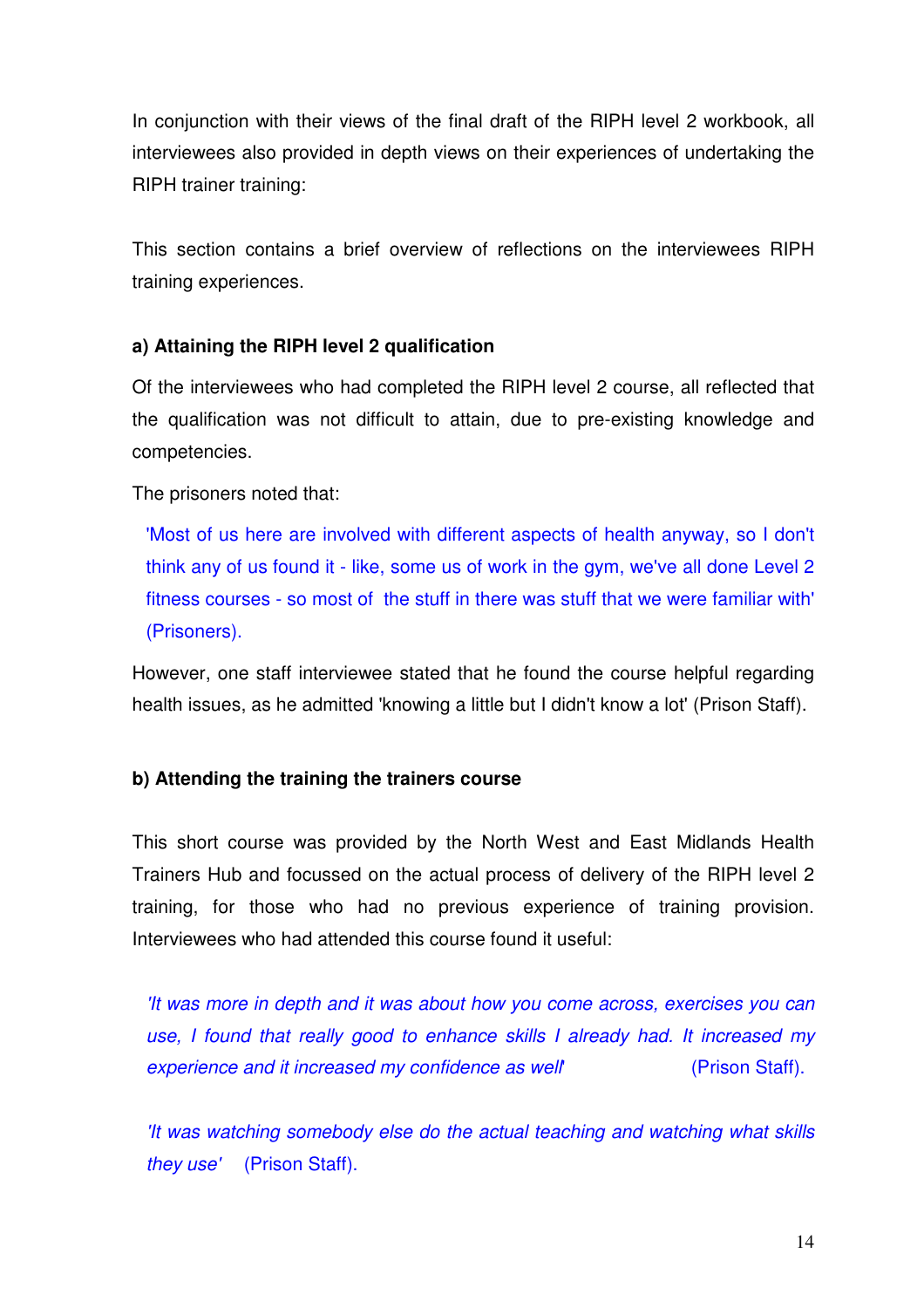In conjunction with their views of the final draft of the RIPH level 2 workbook, all interviewees also provided in depth views on their experiences of undertaking the RIPH trainer training:

This section contains a brief overview of reflections on the interviewees RIPH training experiences.

**a) Attaining the RIPH level 2 qualification**

Of the interviewees who had completed the RIPH level 2 course, all reflected that the qualification was not difficult to attain, due to pre-existing knowledge and competencies.

The prisoners noted that:

> 'Most of us here are involved with different aspects of health anyway, so I don't think any of us found it - like, some us of work in the gym, we've all done Level 2 fitness courses - so most of the stuff in there was stuff that we were familiar with' (Prisoners).

However, one staff interviewee stated that he found the course helpful regarding health issues, as he admitted 'knowing a little but I didn't know a lot' (Prison Staff).

**b) Attending the training the trainers course**

This short course was provided by the North West and East Midlands Health Trainers Hub and focussed on the actual process of delivery of the RIPH level 2 training, for those who had no previous experience of training provision. Interviewees who had attended this course found it useful:

> *'It was more in depth and it was about how you come across, exercises you can use, I found that really good to enhance skills I already had. It increased my experience and it increased my confidence as well'* (Prison Staff).

> *'It was watching somebody else do the actual teaching and watching what skills they use'* (Prison Staff).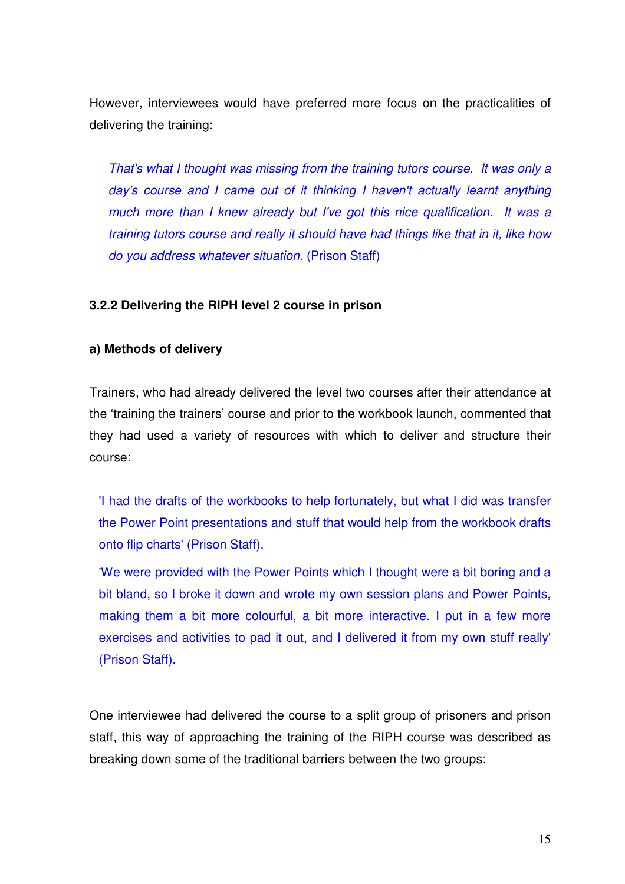However, interviewees would have preferred more focus on the practicalities of delivering the training:

> *That's what I thought was missing from the training tutors course. It was only a day's course and I came out of it thinking I haven't actually learnt anything much more than I knew already but I've got this nice qualification. It was a training tutors course and really it should have had things like that in it, like how do you address whatever situation.* (Prison Staff)

### 3.2.2 Delivering the RIPH level 2 course in prison

#### a) Methods of delivery

Trainers, who had already delivered the level two courses after their attendance at the 'training the trainers' course and prior to the workbook launch, commented that they had used a variety of resources with which to deliver and structure their course:

> 'I had the drafts of the workbooks to help fortunately, but what I did was transfer the Power Point presentations and stuff that would help from the workbook drafts onto flip charts' (Prison Staff).
>
> 'We were provided with the Power Points which I thought were a bit boring and a bit bland, so I broke it down and wrote my own session plans and Power Points, making them a bit more colourful, a bit more interactive. I put in a few more exercises and activities to pad it out, and I delivered it from my own stuff really' (Prison Staff).

One interviewee had delivered the course to a split group of prisoners and prison staff, this way of approaching the training of the RIPH course was described as breaking down some of the traditional barriers between the two groups: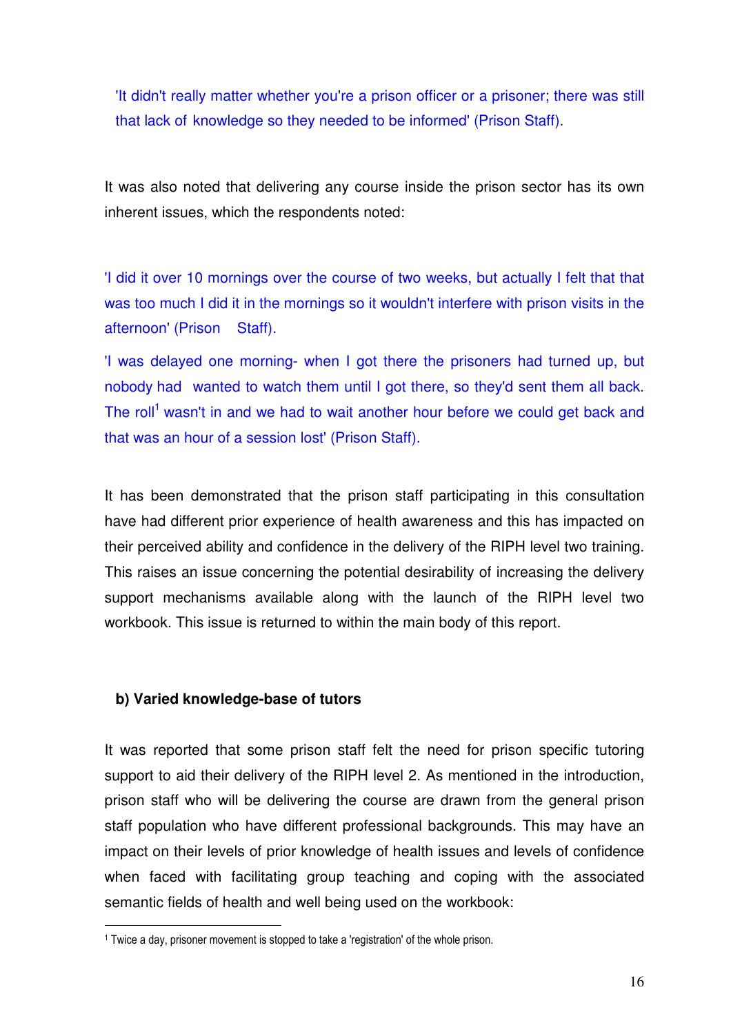'It didn't really matter whether you're a prison officer or a prisoner; there was still that lack of knowledge so they needed to be informed' (Prison Staff).

It was also noted that delivering any course inside the prison sector has its own inherent issues, which the respondents noted:

'I did it over 10 mornings over the course of two weeks, but actually I felt that that was too much I did it in the mornings so it wouldn't interfere with prison visits in the afternoon' (Prison Staff).

'I was delayed one morning- when I got there the prisoners had turned up, but nobody had wanted to watch them until I got there, so they'd sent them all back. The roll[1] wasn't in and we had to wait another hour before we could get back and that was an hour of a session lost' (Prison Staff).

It has been demonstrated that the prison staff participating in this consultation have had different prior experience of health awareness and this has impacted on their perceived ability and confidence in the delivery of the RIPH level two training. This raises an issue concerning the potential desirability of increasing the delivery support mechanisms available along with the launch of the RIPH level two workbook. This issue is returned to within the main body of this report.

**b) Varied knowledge-base of tutors**

It was reported that some prison staff felt the need for prison specific tutoring support to aid their delivery of the RIPH level 2. As mentioned in the introduction, prison staff who will be delivering the course are drawn from the general prison staff population who have different professional backgrounds. This may have an impact on their levels of prior knowledge of health issues and levels of confidence when faced with facilitating group teaching and coping with the associated semantic fields of health and well being used on the workbook:

[1] Twice a day, prisoner movement is stopped to take a 'registration' of the whole prison.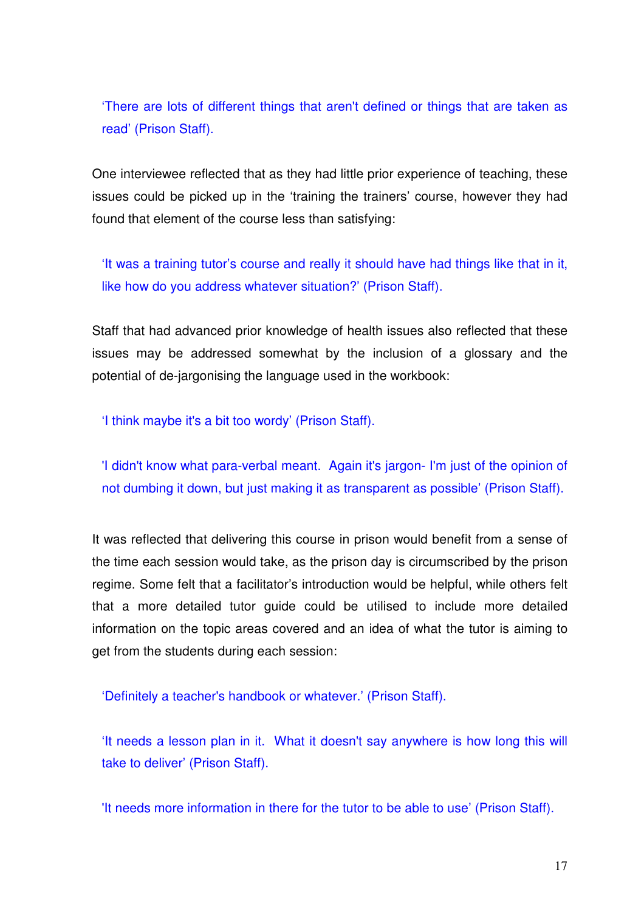> 'There are lots of different things that aren't defined or things that are taken as read' (Prison Staff).

One interviewee reflected that as they had little prior experience of teaching, these issues could be picked up in the 'training the trainers' course, however they had found that element of the course less than satisfying:

> 'It was a training tutor's course and really it should have had things like that in it, like how do you address whatever situation?' (Prison Staff).

Staff that had advanced prior knowledge of health issues also reflected that these issues may be addressed somewhat by the inclusion of a glossary and the potential of de-jargonising the language used in the workbook:

> 'I think maybe it's a bit too wordy' (Prison Staff).

> 'I didn't know what para-verbal meant. Again it's jargon- I'm just of the opinion of not dumbing it down, but just making it as transparent as possible' (Prison Staff).

It was reflected that delivering this course in prison would benefit from a sense of the time each session would take, as the prison day is circumscribed by the prison regime. Some felt that a facilitator's introduction would be helpful, while others felt that a more detailed tutor guide could be utilised to include more detailed information on the topic areas covered and an idea of what the tutor is aiming to get from the students during each session:

> 'Definitely a teacher's handbook or whatever.' (Prison Staff).

> 'It needs a lesson plan in it. What it doesn't say anywhere is how long this will take to deliver' (Prison Staff).

> 'It needs more information in there for the tutor to be able to use' (Prison Staff).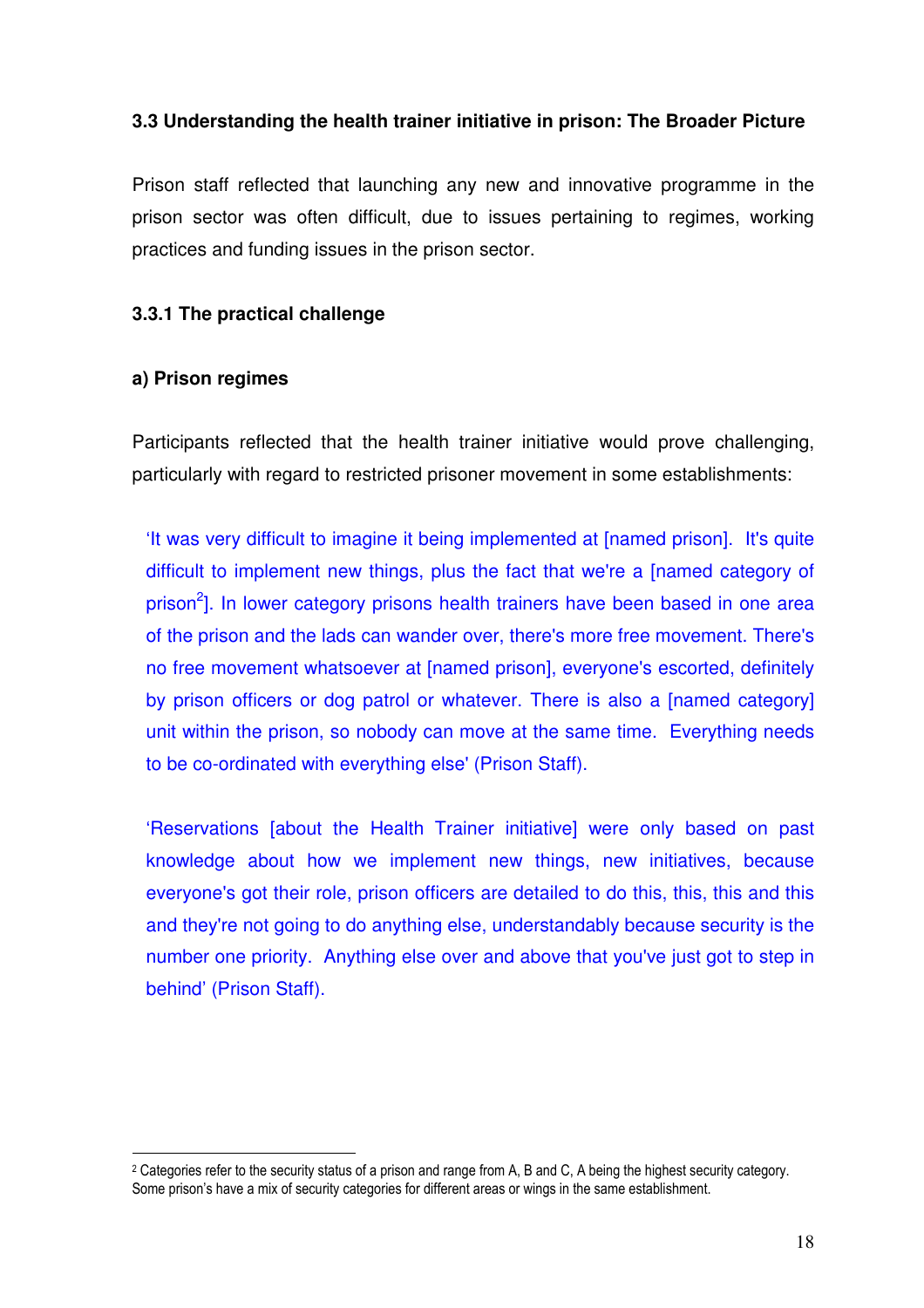### 3.3 Understanding the health trainer initiative in prison: The Broader Picture

Prison staff reflected that launching any new and innovative programme in the prison sector was often difficult, due to issues pertaining to regimes, working practices and funding issues in the prison sector.

#### 3.3.1 The practical challenge

**a) Prison regimes**

Participants reflected that the health trainer initiative would prove challenging, particularly with regard to restricted prisoner movement in some establishments:

> 'It was very difficult to imagine it being implemented at [named prison]. It's quite difficult to implement new things, plus the fact that we're a [named category of prison[2]]. In lower category prisons health trainers have been based in one area of the prison and the lads can wander over, there's more free movement. There's no free movement whatsoever at [named prison], everyone's escorted, definitely by prison officers or dog patrol or whatever. There is also a [named category] unit within the prison, so nobody can move at the same time. Everything needs to be co-ordinated with everything else' (Prison Staff).

> 'Reservations [about the Health Trainer initiative] were only based on past knowledge about how we implement new things, new initiatives, because everyone's got their role, prison officers are detailed to do this, this, this and this and they're not going to do anything else, understandably because security is the number one priority. Anything else over and above that you've just got to step in behind' (Prison Staff).

---

[2] Categories refer to the security status of a prison and range from A, B and C, A being the highest security category. Some prison's have a mix of security categories for different areas or wings in the same establishment.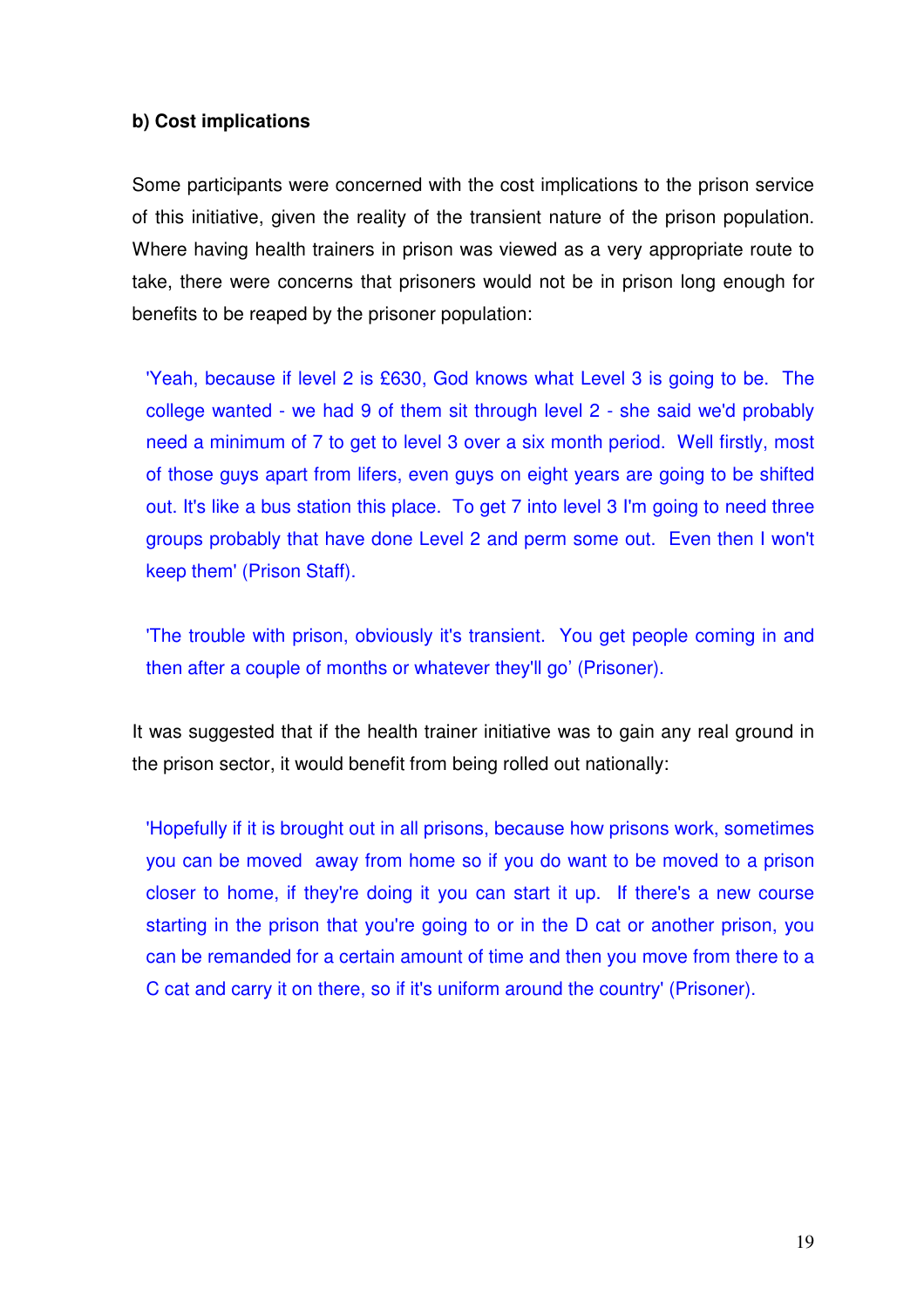**b) Cost implications**

Some participants were concerned with the cost implications to the prison service of this initiative, given the reality of the transient nature of the prison population. Where having health trainers in prison was viewed as a very appropriate route to take, there were concerns that prisoners would not be in prison long enough for benefits to be reaped by the prisoner population:

> 'Yeah, because if level 2 is £630, God knows what Level 3 is going to be. The college wanted - we had 9 of them sit through level 2 - she said we'd probably need a minimum of 7 to get to level 3 over a six month period. Well firstly, most of those guys apart from lifers, even guys on eight years are going to be shifted out. It's like a bus station this place. To get 7 into level 3 I'm going to need three groups probably that have done Level 2 and perm some out. Even then I won't keep them' (Prison Staff).

> 'The trouble with prison, obviously it's transient. You get people coming in and then after a couple of months or whatever they'll go' (Prisoner).

It was suggested that if the health trainer initiative was to gain any real ground in the prison sector, it would benefit from being rolled out nationally:

> 'Hopefully if it is brought out in all prisons, because how prisons work, sometimes you can be moved away from home so if you do want to be moved to a prison closer to home, if they're doing it you can start it up. If there's a new course starting in the prison that you're going to or in the D cat or another prison, you can be remanded for a certain amount of time and then you move from there to a C cat and carry it on there, so if it's uniform around the country' (Prisoner).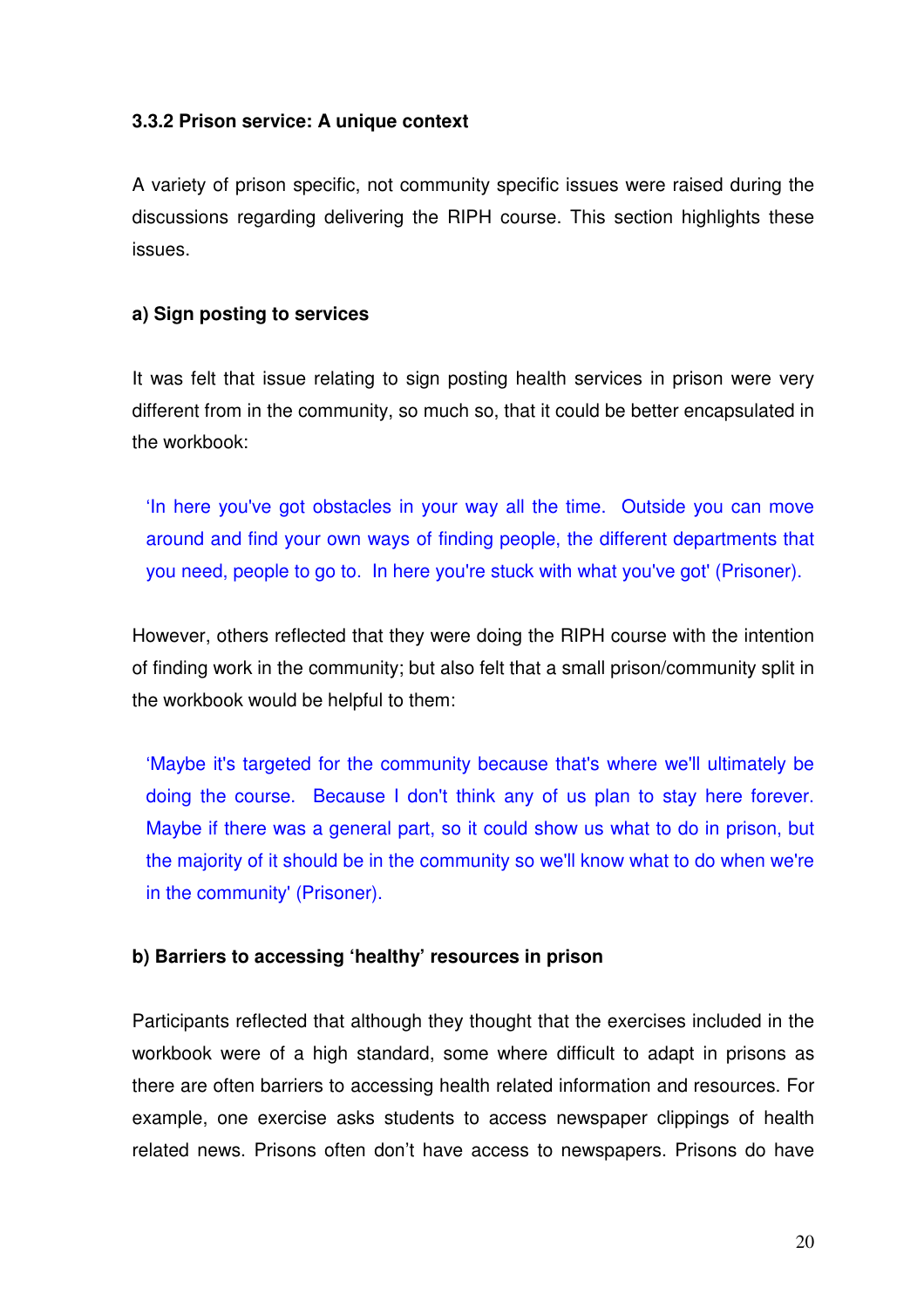### 3.3.2 Prison service: A unique context

A variety of prison specific, not community specific issues were raised during the discussions regarding delivering the RIPH course. This section highlights these issues.

#### a) Sign posting to services

It was felt that issue relating to sign posting health services in prison were very different from in the community, so much so, that it could be better encapsulated in the workbook:

> 'In here you've got obstacles in your way all the time. Outside you can move around and find your own ways of finding people, the different departments that you need, people to go to. In here you're stuck with what you've got' (Prisoner).

However, others reflected that they were doing the RIPH course with the intention of finding work in the community; but also felt that a small prison/community split in the workbook would be helpful to them:

> 'Maybe it's targeted for the community because that's where we'll ultimately be doing the course. Because I don't think any of us plan to stay here forever. Maybe if there was a general part, so it could show us what to do in prison, but the majority of it should be in the community so we'll know what to do when we're in the community' (Prisoner).

#### b) Barriers to accessing 'healthy' resources in prison

Participants reflected that although they thought that the exercises included in the workbook were of a high standard, some where difficult to adapt in prisons as there are often barriers to accessing health related information and resources. For example, one exercise asks students to access newspaper clippings of health related news. Prisons often don't have access to newspapers. Prisons do have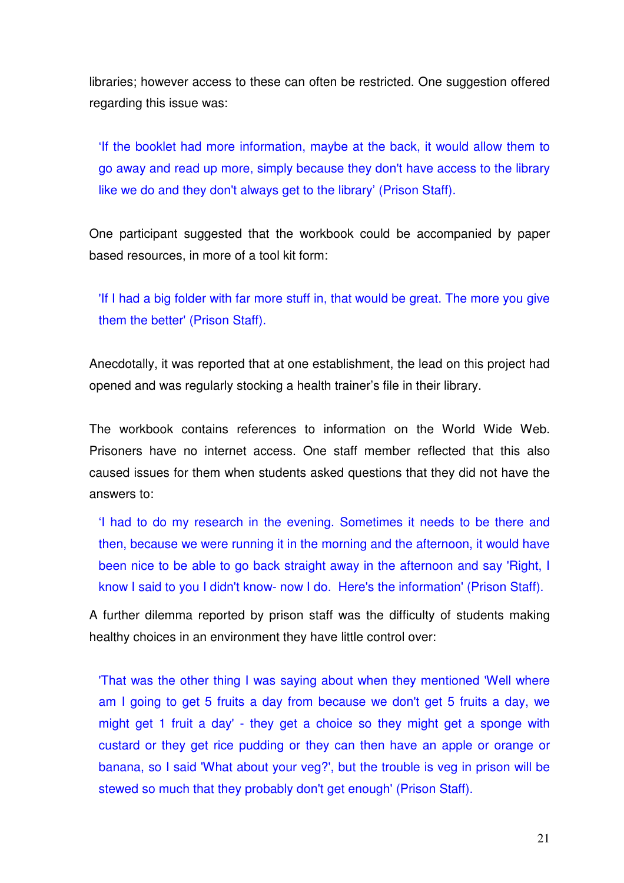libraries; however access to these can often be restricted. One suggestion offered regarding this issue was:

> ‘If the booklet had more information, maybe at the back, it would allow them to go away and read up more, simply because they don't have access to the library like we do and they don't always get to the library’ (Prison Staff).

One participant suggested that the workbook could be accompanied by paper based resources, in more of a tool kit form:

> 'If I had a big folder with far more stuff in, that would be great. The more you give them the better' (Prison Staff).

Anecdotally, it was reported that at one establishment, the lead on this project had opened and was regularly stocking a health trainer’s file in their library.

The workbook contains references to information on the World Wide Web. Prisoners have no internet access. One staff member reflected that this also caused issues for them when students asked questions that they did not have the answers to:

> ‘I had to do my research in the evening. Sometimes it needs to be there and then, because we were running it in the morning and the afternoon, it would have been nice to be able to go back straight away in the afternoon and say 'Right, I know I said to you I didn't know- now I do. Here's the information' (Prison Staff).

A further dilemma reported by prison staff was the difficulty of students making healthy choices in an environment they have little control over:

> 'That was the other thing I was saying about when they mentioned 'Well where am I going to get 5 fruits a day from because we don't get 5 fruits a day, we might get 1 fruit a day' - they get a choice so they might get a sponge with custard or they get rice pudding or they can then have an apple or orange or banana, so I said 'What about your veg?', but the trouble is veg in prison will be stewed so much that they probably don't get enough' (Prison Staff).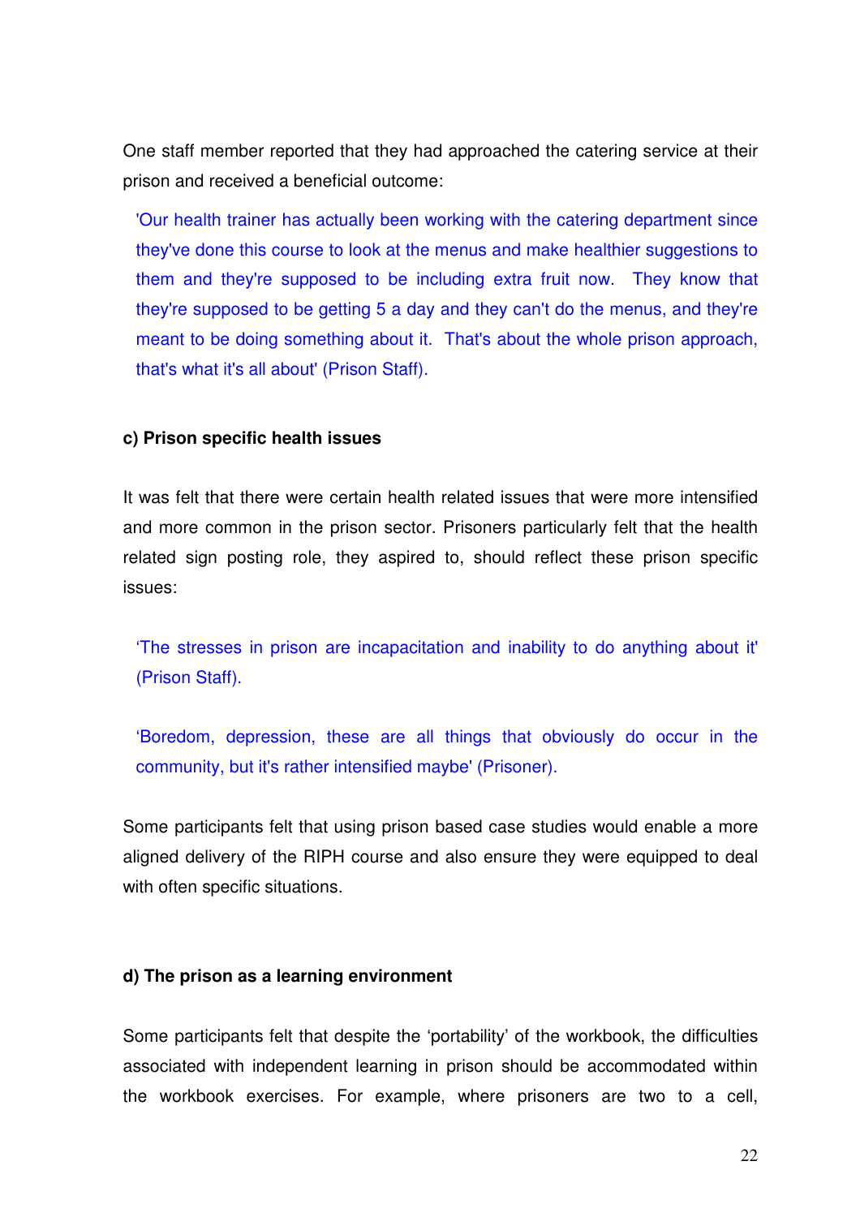One staff member reported that they had approached the catering service at their prison and received a beneficial outcome:

> 'Our health trainer has actually been working with the catering department since they've done this course to look at the menus and make healthier suggestions to them and they're supposed to be including extra fruit now. They know that they're supposed to be getting 5 a day and they can't do the menus, and they're meant to be doing something about it. That's about the whole prison approach, that's what it's all about' (Prison Staff).

**c) Prison specific health issues**

It was felt that there were certain health related issues that were more intensified and more common in the prison sector. Prisoners particularly felt that the health related sign posting role, they aspired to, should reflect these prison specific issues:

> 'The stresses in prison are incapacitation and inability to do anything about it' (Prison Staff).

> 'Boredom, depression, these are all things that obviously do occur in the community, but it's rather intensified maybe' (Prisoner).

Some participants felt that using prison based case studies would enable a more aligned delivery of the RIPH course and also ensure they were equipped to deal with often specific situations.

**d) The prison as a learning environment**

Some participants felt that despite the 'portability' of the workbook, the difficulties associated with independent learning in prison should be accommodated within the workbook exercises. For example, where prisoners are two to a cell,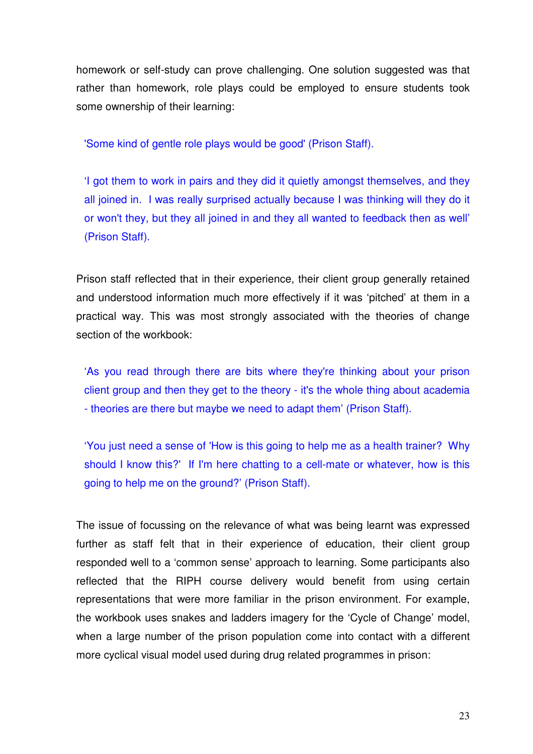homework or self-study can prove challenging. One solution suggested was that rather than homework, role plays could be employed to ensure students took some ownership of their learning:

> 'Some kind of gentle role plays would be good' (Prison Staff).

> 'I got them to work in pairs and they did it quietly amongst themselves, and they all joined in. I was really surprised actually because I was thinking will they do it or won't they, but they all joined in and they all wanted to feedback then as well' (Prison Staff).

Prison staff reflected that in their experience, their client group generally retained and understood information much more effectively if it was 'pitched' at them in a practical way. This was most strongly associated with the theories of change section of the workbook:

> 'As you read through there are bits where they're thinking about your prison client group and then they get to the theory - it's the whole thing about academia - theories are there but maybe we need to adapt them' (Prison Staff).

> 'You just need a sense of 'How is this going to help me as a health trainer? Why should I know this?' If I'm here chatting to a cell-mate or whatever, how is this going to help me on the ground?' (Prison Staff).

The issue of focussing on the relevance of what was being learnt was expressed further as staff felt that in their experience of education, their client group responded well to a 'common sense' approach to learning. Some participants also reflected that the RIPH course delivery would benefit from using certain representations that were more familiar in the prison environment. For example, the workbook uses snakes and ladders imagery for the 'Cycle of Change' model, when a large number of the prison population come into contact with a different more cyclical visual model used during drug related programmes in prison: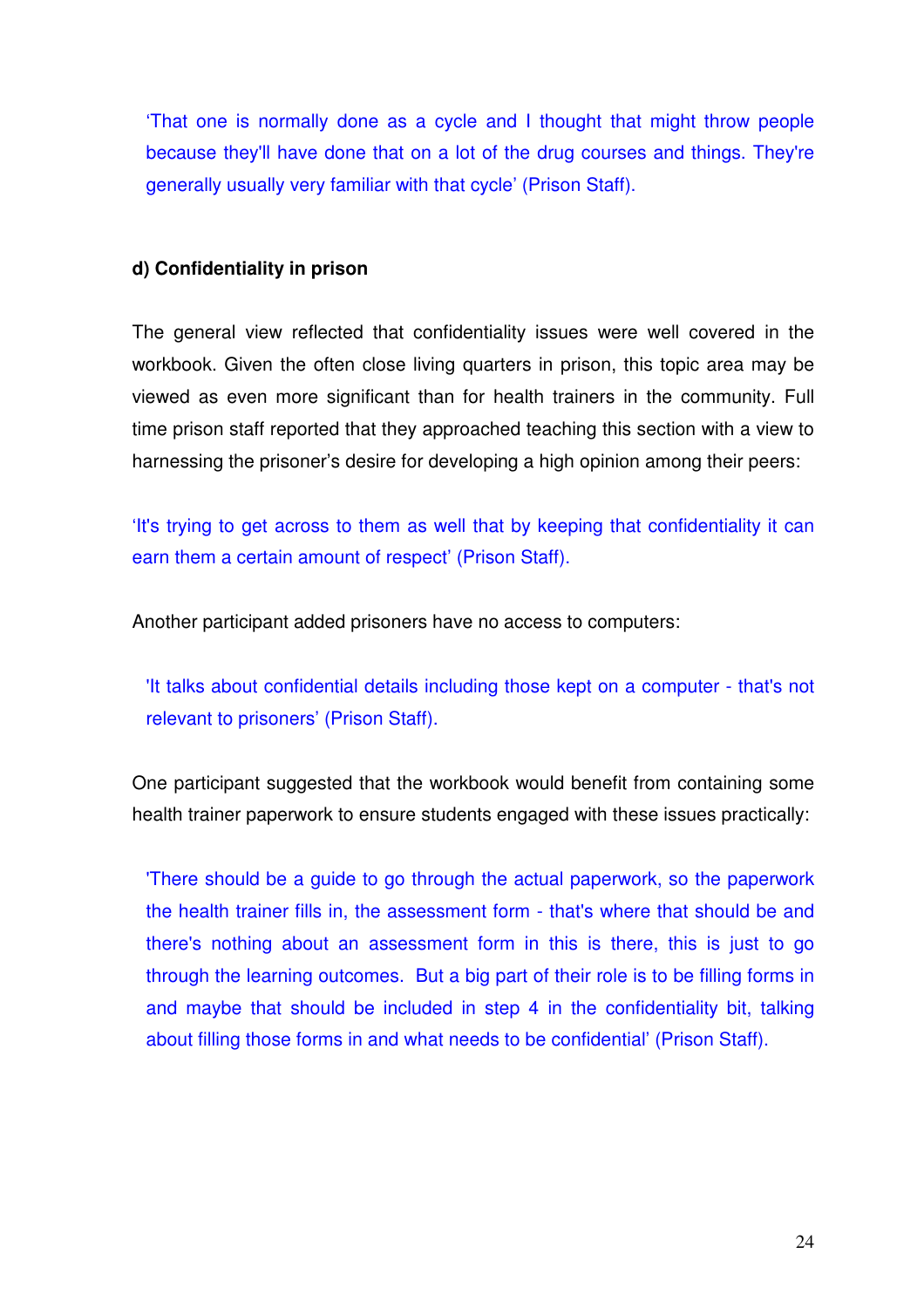> 'That one is normally done as a cycle and I thought that might throw people because they'll have done that on a lot of the drug courses and things. They're generally usually very familiar with that cycle' (Prison Staff).

**d) Confidentiality in prison**

The general view reflected that confidentiality issues were well covered in the workbook. Given the often close living quarters in prison, this topic area may be viewed as even more significant than for health trainers in the community. Full time prison staff reported that they approached teaching this section with a view to harnessing the prisoner's desire for developing a high opinion among their peers:

> 'It's trying to get across to them as well that by keeping that confidentiality it can earn them a certain amount of respect' (Prison Staff).

Another participant added prisoners have no access to computers:

> 'It talks about confidential details including those kept on a computer - that's not relevant to prisoners' (Prison Staff).

One participant suggested that the workbook would benefit from containing some health trainer paperwork to ensure students engaged with these issues practically:

> 'There should be a guide to go through the actual paperwork, so the paperwork the health trainer fills in, the assessment form - that's where that should be and there's nothing about an assessment form in this is there, this is just to go through the learning outcomes. But a big part of their role is to be filling forms in and maybe that should be included in step 4 in the confidentiality bit, talking about filling those forms in and what needs to be confidential' (Prison Staff).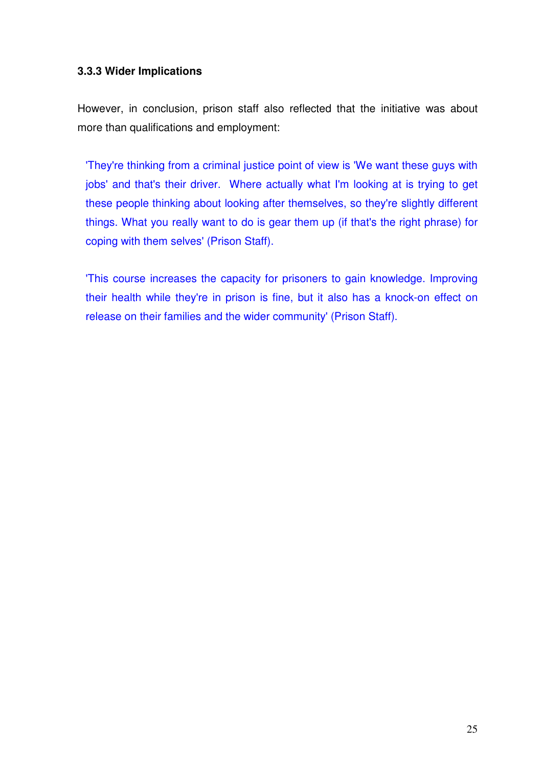### 3.3.3 Wider Implications

However, in conclusion, prison staff also reflected that the initiative was about more than qualifications and employment:

> 'They're thinking from a criminal justice point of view is 'We want these guys with jobs' and that's their driver. Where actually what I'm looking at is trying to get these people thinking about looking after themselves, so they're slightly different things. What you really want to do is gear them up (if that's the right phrase) for coping with them selves' (Prison Staff).

> 'This course increases the capacity for prisoners to gain knowledge. Improving their health while they're in prison is fine, but it also has a knock-on effect on release on their families and the wider community' (Prison Staff).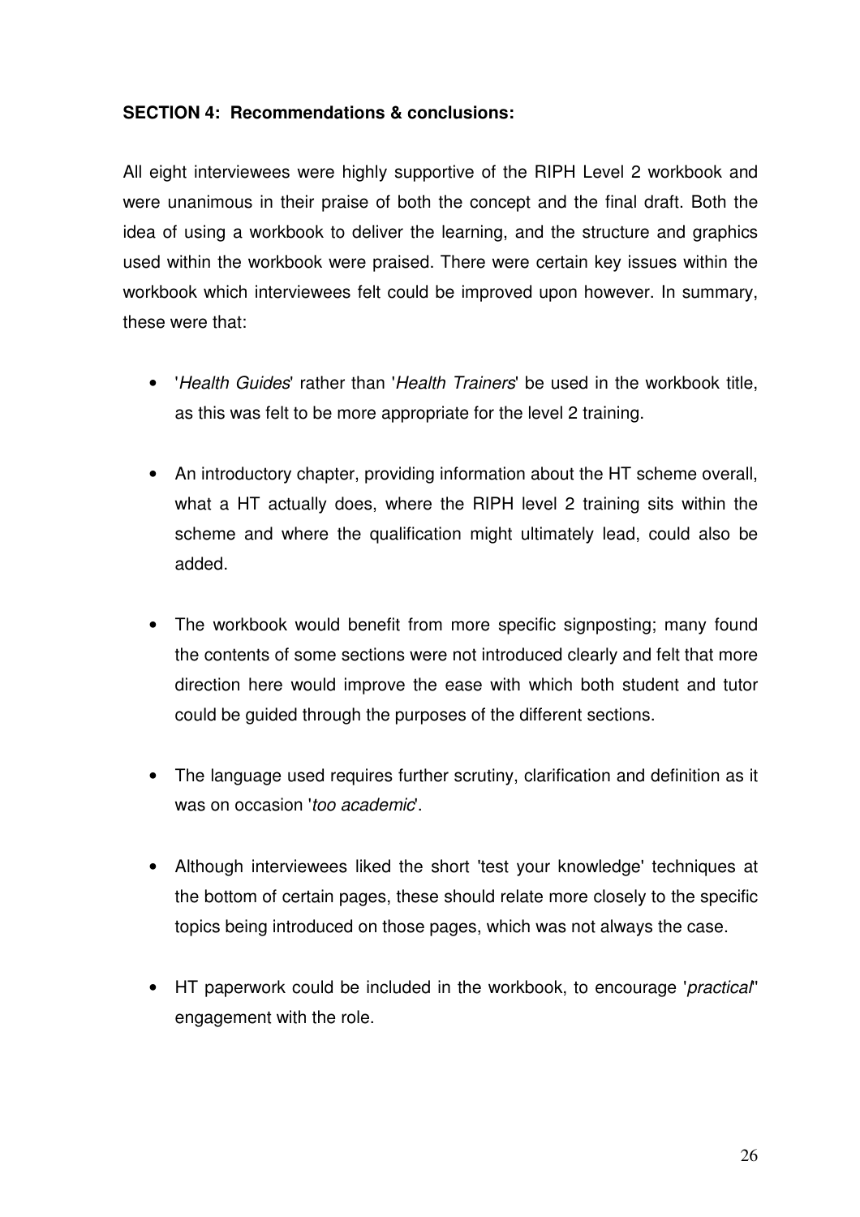**SECTION 4: Recommendations & conclusions:**

All eight interviewees were highly supportive of the RIPH Level 2 workbook and were unanimous in their praise of both the concept and the final draft. Both the idea of using a workbook to deliver the learning, and the structure and graphics used within the workbook were praised. There were certain key issues within the workbook which interviewees felt could be improved upon however. In summary, these were that:

- '*Health Guides*' rather than '*Health Trainers*' be used in the workbook title, as this was felt to be more appropriate for the level 2 training.
- An introductory chapter, providing information about the HT scheme overall, what a HT actually does, where the RIPH level 2 training sits within the scheme and where the qualification might ultimately lead, could also be added.
- The workbook would benefit from more specific signposting; many found the contents of some sections were not introduced clearly and felt that more direction here would improve the ease with which both student and tutor could be guided through the purposes of the different sections.
- The language used requires further scrutiny, clarification and definition as it was on occasion '*too academic*'.
- Although interviewees liked the short 'test your knowledge' techniques at the bottom of certain pages, these should relate more closely to the specific topics being introduced on those pages, which was not always the case.
- HT paperwork could be included in the workbook, to encourage '*practical*' engagement with the role.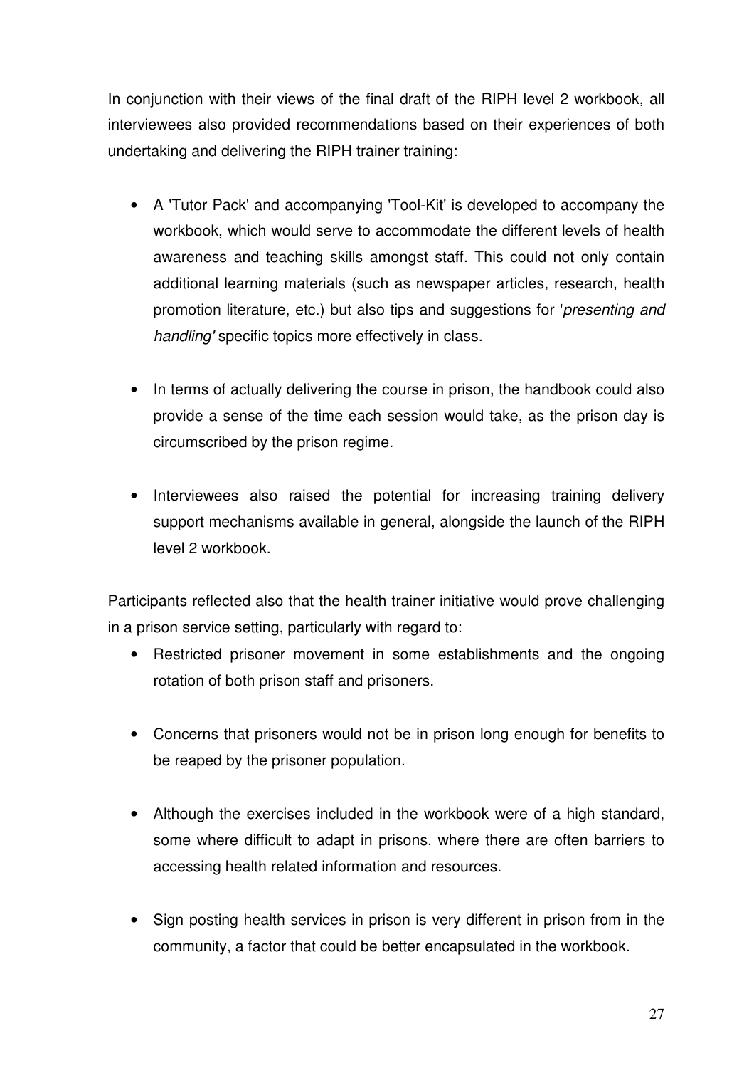In conjunction with their views of the final draft of the RIPH level 2 workbook, all interviewees also provided recommendations based on their experiences of both undertaking and delivering the RIPH trainer training:

- A 'Tutor Pack' and accompanying 'Tool-Kit' is developed to accompany the workbook, which would serve to accommodate the different levels of health awareness and teaching skills amongst staff. This could not only contain additional learning materials (such as newspaper articles, research, health promotion literature, etc.) but also tips and suggestions for '*presenting and handling'* specific topics more effectively in class.

- In terms of actually delivering the course in prison, the handbook could also provide a sense of the time each session would take, as the prison day is circumscribed by the prison regime.

- Interviewees also raised the potential for increasing training delivery support mechanisms available in general, alongside the launch of the RIPH level 2 workbook.

Participants reflected also that the health trainer initiative would prove challenging in a prison service setting, particularly with regard to:

- Restricted prisoner movement in some establishments and the ongoing rotation of both prison staff and prisoners.

- Concerns that prisoners would not be in prison long enough for benefits to be reaped by the prisoner population.

- Although the exercises included in the workbook were of a high standard, some where difficult to adapt in prisons, where there are often barriers to accessing health related information and resources.

- Sign posting health services in prison is very different in prison from in the community, a factor that could be better encapsulated in the workbook.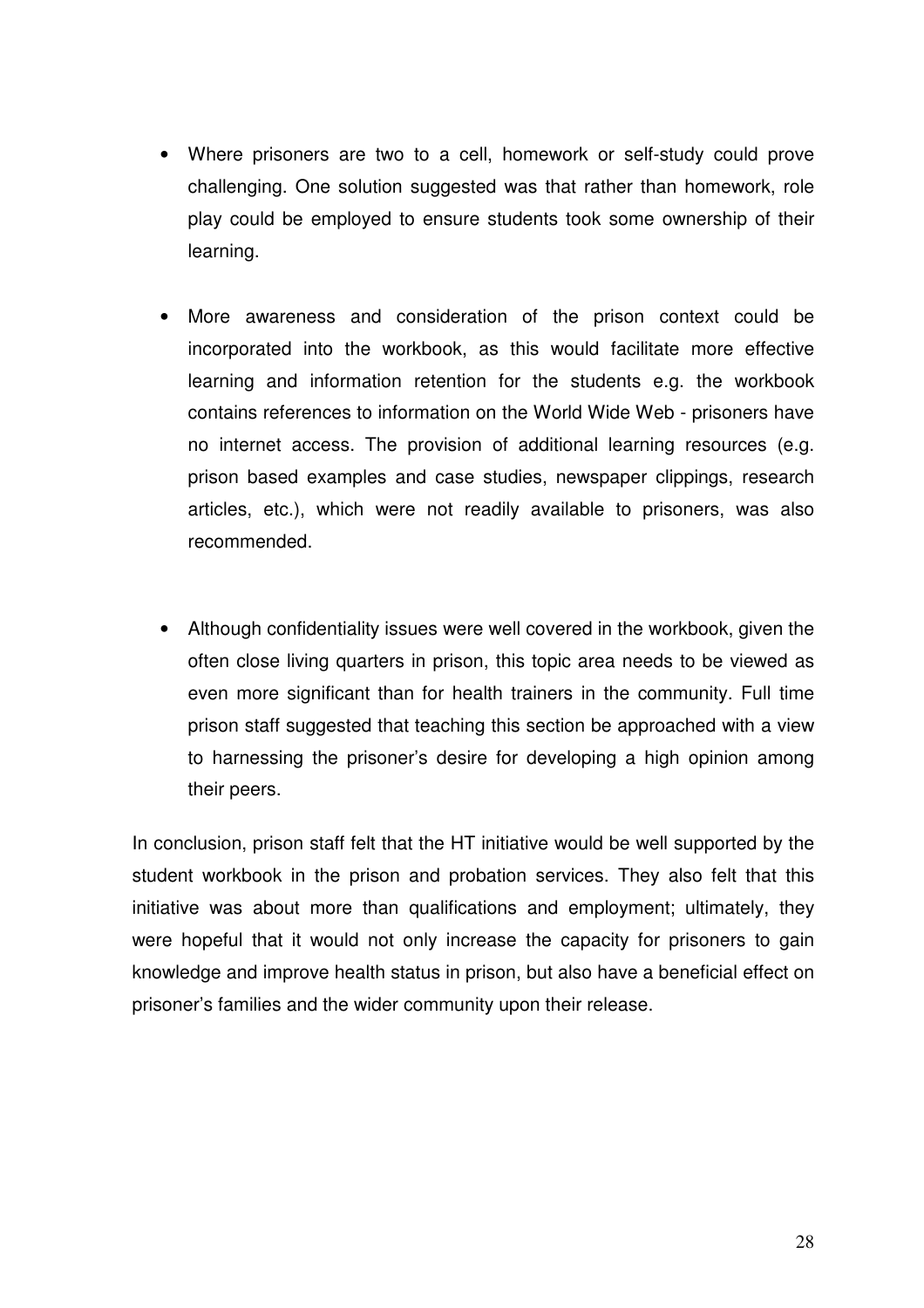- Where prisoners are two to a cell, homework or self-study could prove challenging. One solution suggested was that rather than homework, role play could be employed to ensure students took some ownership of their learning.

- More awareness and consideration of the prison context could be incorporated into the workbook, as this would facilitate more effective learning and information retention for the students e.g. the workbook contains references to information on the World Wide Web - prisoners have no internet access. The provision of additional learning resources (e.g. prison based examples and case studies, newspaper clippings, research articles, etc.), which were not readily available to prisoners, was also recommended.

- Although confidentiality issues were well covered in the workbook, given the often close living quarters in prison, this topic area needs to be viewed as even more significant than for health trainers in the community. Full time prison staff suggested that teaching this section be approached with a view to harnessing the prisoner's desire for developing a high opinion among their peers.

In conclusion, prison staff felt that the HT initiative would be well supported by the student workbook in the prison and probation services. They also felt that this initiative was about more than qualifications and employment; ultimately, they were hopeful that it would not only increase the capacity for prisoners to gain knowledge and improve health status in prison, but also have a beneficial effect on prisoner's families and the wider community upon their release.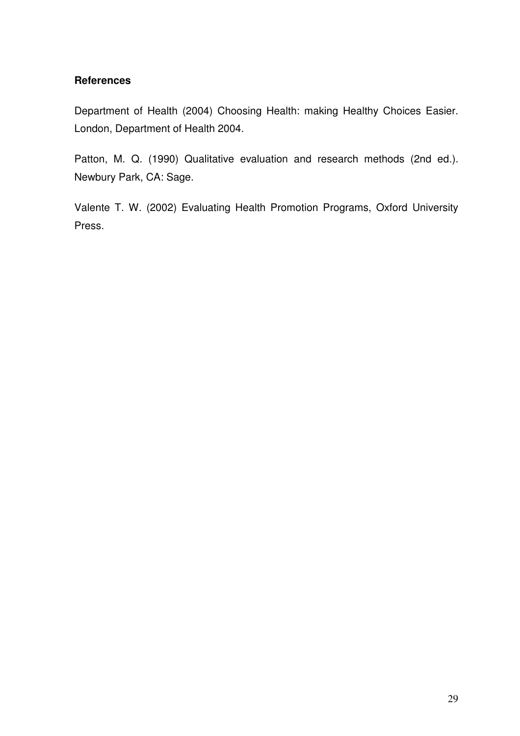**References**

Department of Health (2004) Choosing Health: making Healthy Choices Easier. London, Department of Health 2004.

Patton, M. Q. (1990) Qualitative evaluation and research methods (2nd ed.). Newbury Park, CA: Sage.

Valente T. W. (2002) Evaluating Health Promotion Programs, Oxford University Press.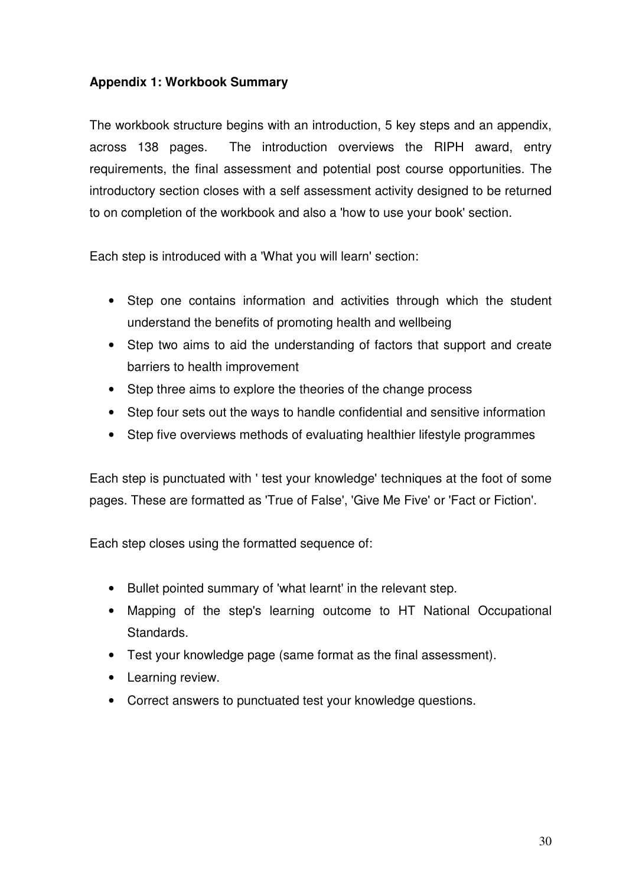**Appendix 1: Workbook Summary**

The workbook structure begins with an introduction, 5 key steps and an appendix, across 138 pages. The introduction overviews the RIPH award, entry requirements, the final assessment and potential post course opportunities. The introductory section closes with a self assessment activity designed to be returned to on completion of the workbook and also a 'how to use your book' section.

Each step is introduced with a 'What you will learn' section:

- Step one contains information and activities through which the student understand the benefits of promoting health and wellbeing
- Step two aims to aid the understanding of factors that support and create barriers to health improvement
- Step three aims to explore the theories of the change process
- Step four sets out the ways to handle confidential and sensitive information
- Step five overviews methods of evaluating healthier lifestyle programmes

Each step is punctuated with ' test your knowledge' techniques at the foot of some pages. These are formatted as 'True of False', 'Give Me Five' or 'Fact or Fiction'.

Each step closes using the formatted sequence of:

- Bullet pointed summary of 'what learnt' in the relevant step.
- Mapping of the step's learning outcome to HT National Occupational Standards.
- Test your knowledge page (same format as the final assessment).
- Learning review.
- Correct answers to punctuated test your knowledge questions.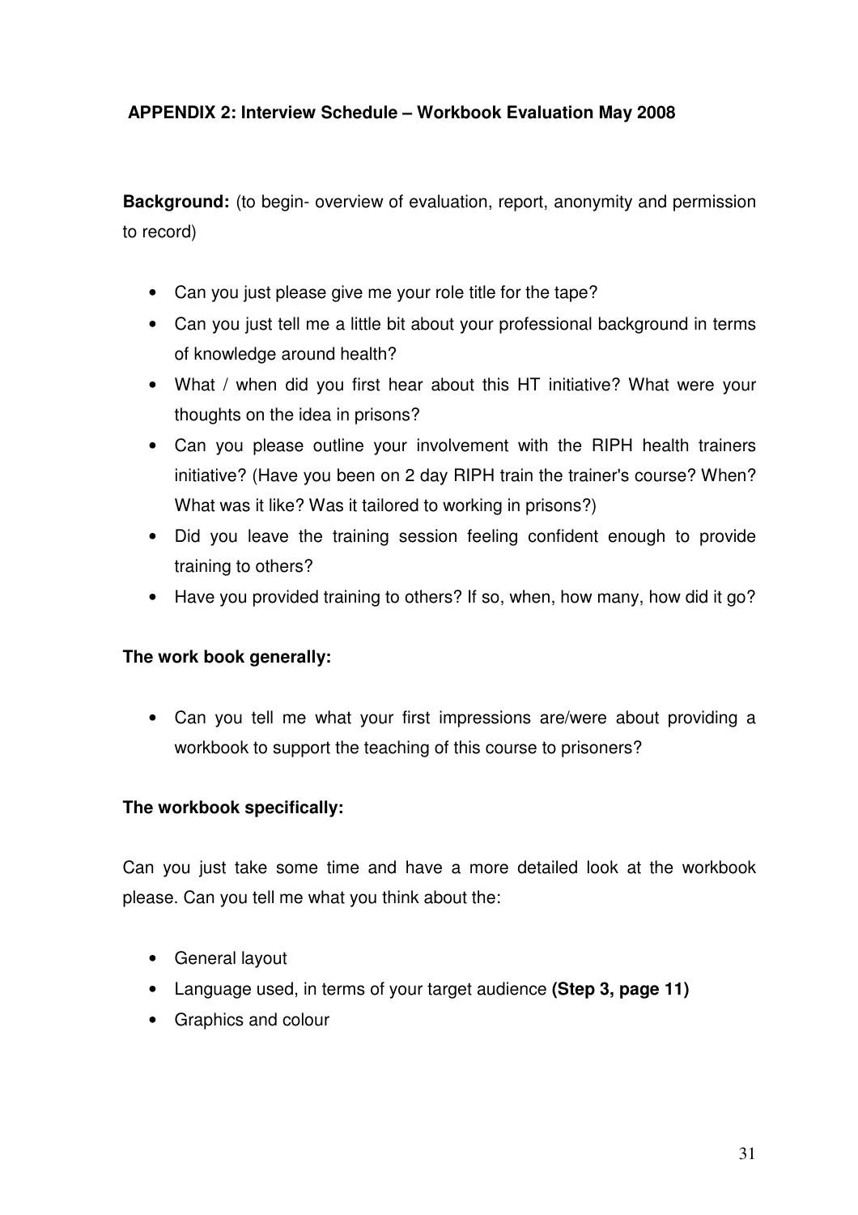## APPENDIX 2: Interview Schedule – Workbook Evaluation May 2008

**Background:** (to begin- overview of evaluation, report, anonymity and permission to record)

- Can you just please give me your role title for the tape?
- Can you just tell me a little bit about your professional background in terms of knowledge around health?
- What / when did you first hear about this HT initiative? What were your thoughts on the idea in prisons?
- Can you please outline your involvement with the RIPH health trainers initiative? (Have you been on 2 day RIPH train the trainer's course? When? What was it like? Was it tailored to working in prisons?)
- Did you leave the training session feeling confident enough to provide training to others?
- Have you provided training to others? If so, when, how many, how did it go?

**The work book generally:**

- Can you tell me what your first impressions are/were about providing a workbook to support the teaching of this course to prisoners?

**The workbook specifically:**

Can you just take some time and have a more detailed look at the workbook please. Can you tell me what you think about the:

- General layout
- Language used, in terms of your target audience **(Step 3, page 11)**
- Graphics and colour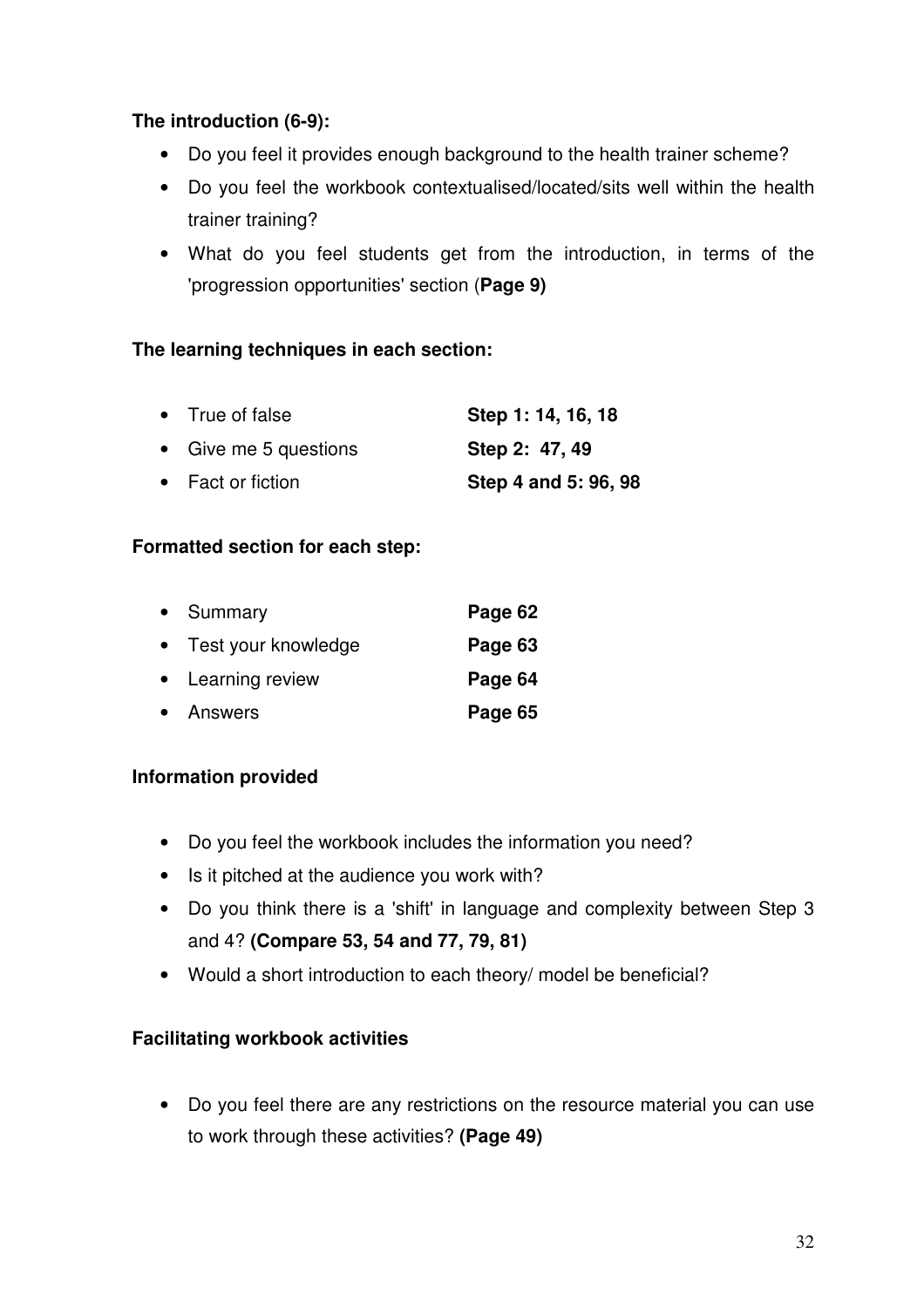**The introduction (6-9):**

- Do you feel it provides enough background to the health trainer scheme?
- Do you feel the workbook contextualised/located/sits well within the health trainer training?
- What do you feel students get from the introduction, in terms of the 'progression opportunities' section (**Page 9)**

**The learning techniques in each section:**

| | |
|---|---|
| • True of false | **Step 1: 14, 16, 18** |
| • Give me 5 questions | **Step 2: 47, 49** |
| • Fact or fiction | **Step 4 and 5: 96, 98** |

**Formatted section for each step:**

| | |
|---|---|
| • Summary | **Page 62** |
| • Test your knowledge | **Page 63** |
| • Learning review | **Page 64** |
| • Answers | **Page 65** |

**Information provided**

- Do you feel the workbook includes the information you need?
- Is it pitched at the audience you work with?
- Do you think there is a 'shift' in language and complexity between Step 3 and 4? **(Compare 53, 54 and 77, 79, 81)**
- Would a short introduction to each theory/ model be beneficial?

**Facilitating workbook activities**

- Do you feel there are any restrictions on the resource material you can use to work through these activities? **(Page 49)**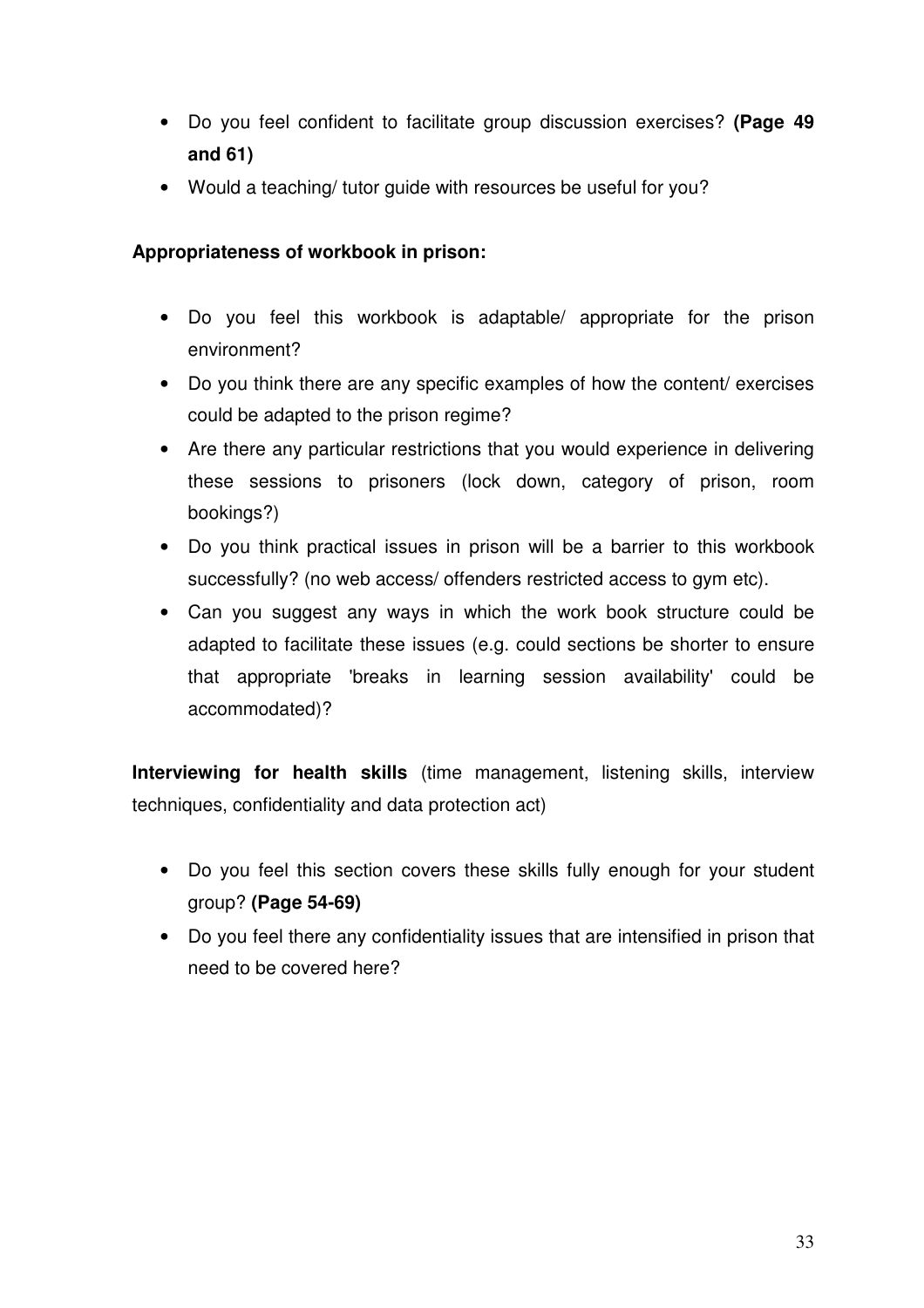- Do you feel confident to facilitate group discussion exercises? **(Page 49 and 61)**
- Would a teaching/ tutor guide with resources be useful for you?

**Appropriateness of workbook in prison:**

- Do you feel this workbook is adaptable/ appropriate for the prison environment?
- Do you think there are any specific examples of how the content/ exercises could be adapted to the prison regime?
- Are there any particular restrictions that you would experience in delivering these sessions to prisoners (lock down, category of prison, room bookings?)
- Do you think practical issues in prison will be a barrier to this workbook successfully? (no web access/ offenders restricted access to gym etc).
- Can you suggest any ways in which the work book structure could be adapted to facilitate these issues (e.g. could sections be shorter to ensure that appropriate 'breaks in learning session availability' could be accommodated)?

**Interviewing for health skills** (time management, listening skills, interview techniques, confidentiality and data protection act)

- Do you feel this section covers these skills fully enough for your student group? **(Page 54-69)**
- Do you feel there any confidentiality issues that are intensified in prison that need to be covered here?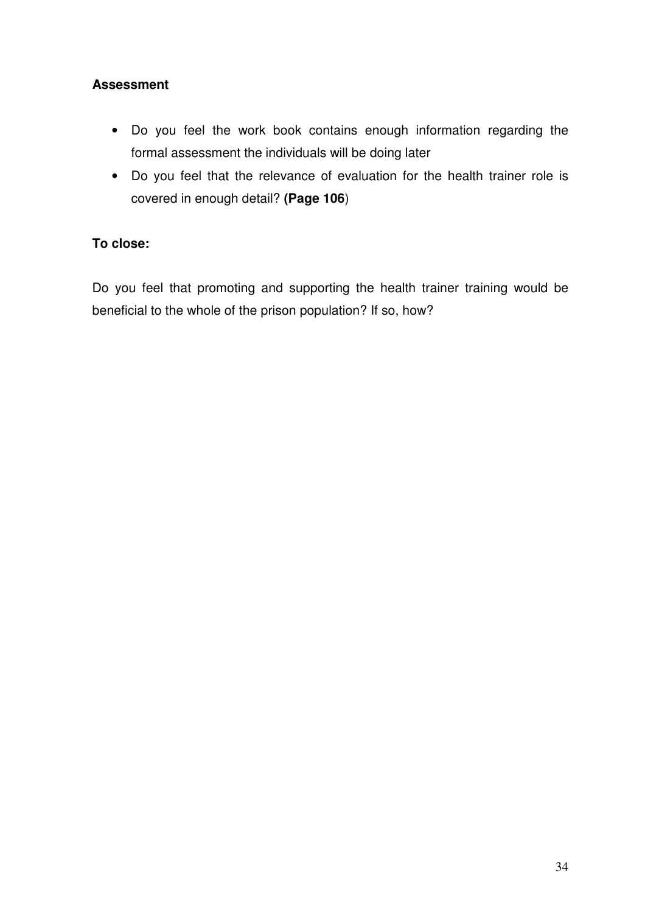**Assessment**

- Do you feel the work book contains enough information regarding the formal assessment the individuals will be doing later
- Do you feel that the relevance of evaluation for the health trainer role is covered in enough detail? **(Page 106**)

**To close:**

Do you feel that promoting and supporting the health trainer training would be beneficial to the whole of the prison population? If so, how?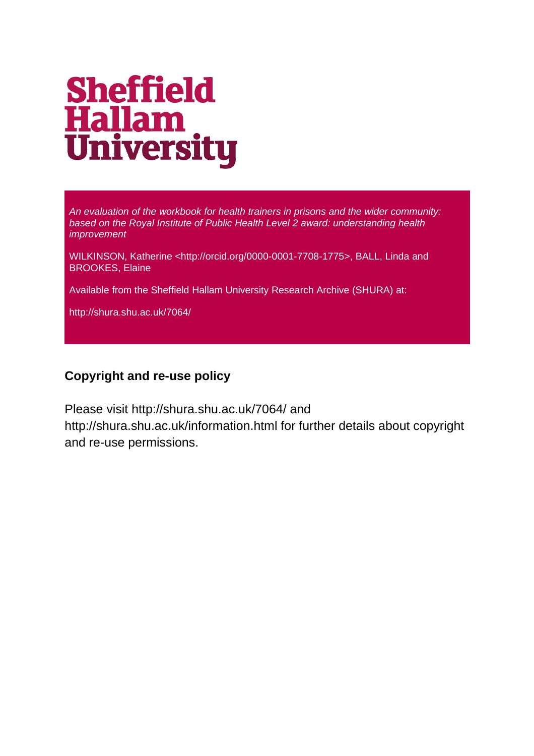Sheffield Hallam University

*An evaluation of the workbook for health trainers in prisons and the wider community: based on the Royal Institute of Public Health Level 2 award: understanding health improvement*

WILKINSON, Katherine <http://orcid.org/0000-0001-7708-1775>, BALL, Linda and BROOKES, Elaine

Available from the Sheffield Hallam University Research Archive (SHURA) at:

http://shura.shu.ac.uk/7064/

## Copyright and re-use policy

Please visit http://shura.shu.ac.uk/7064/ and http://shura.shu.ac.uk/information.html for further details about copyright and re-use permissions.